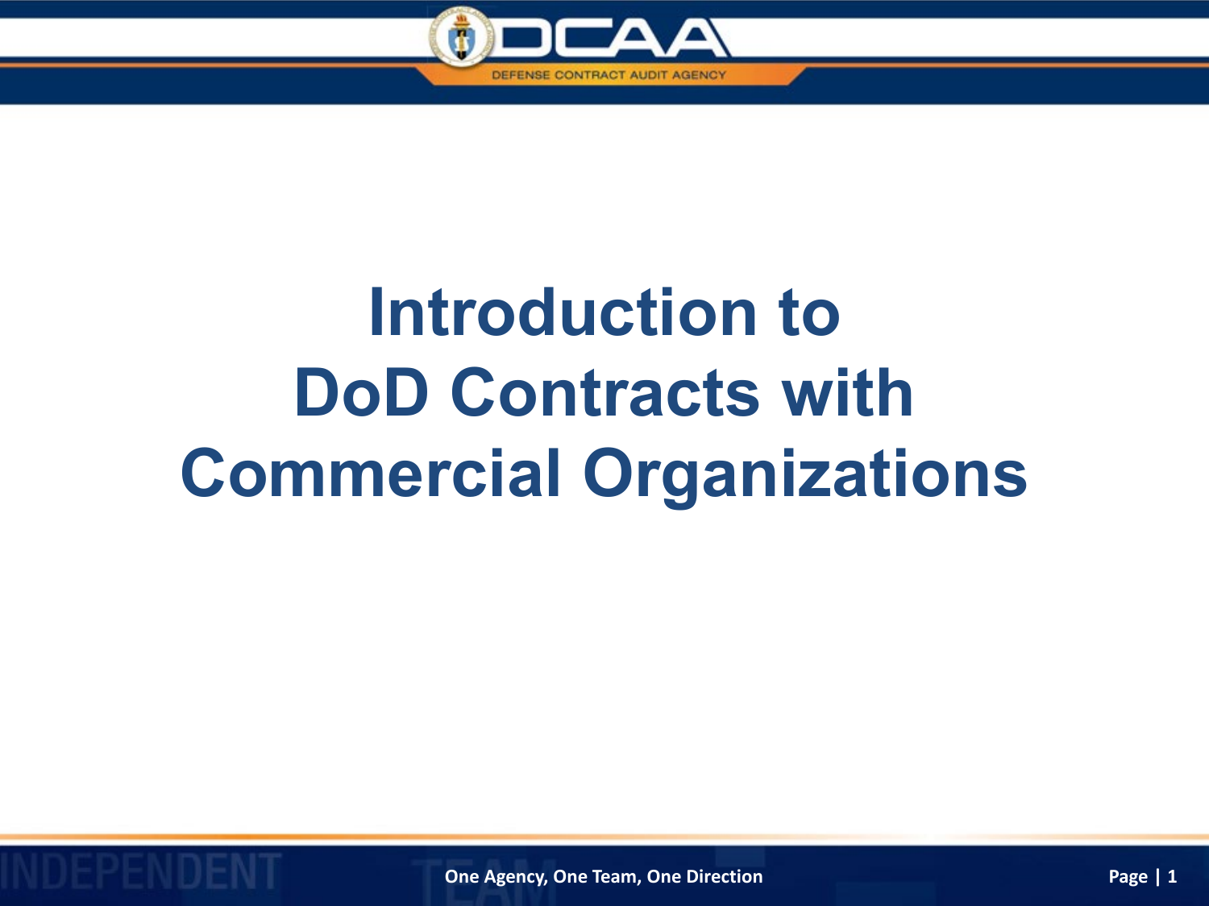# Introduction to DoD Contracts with Commercial Organizations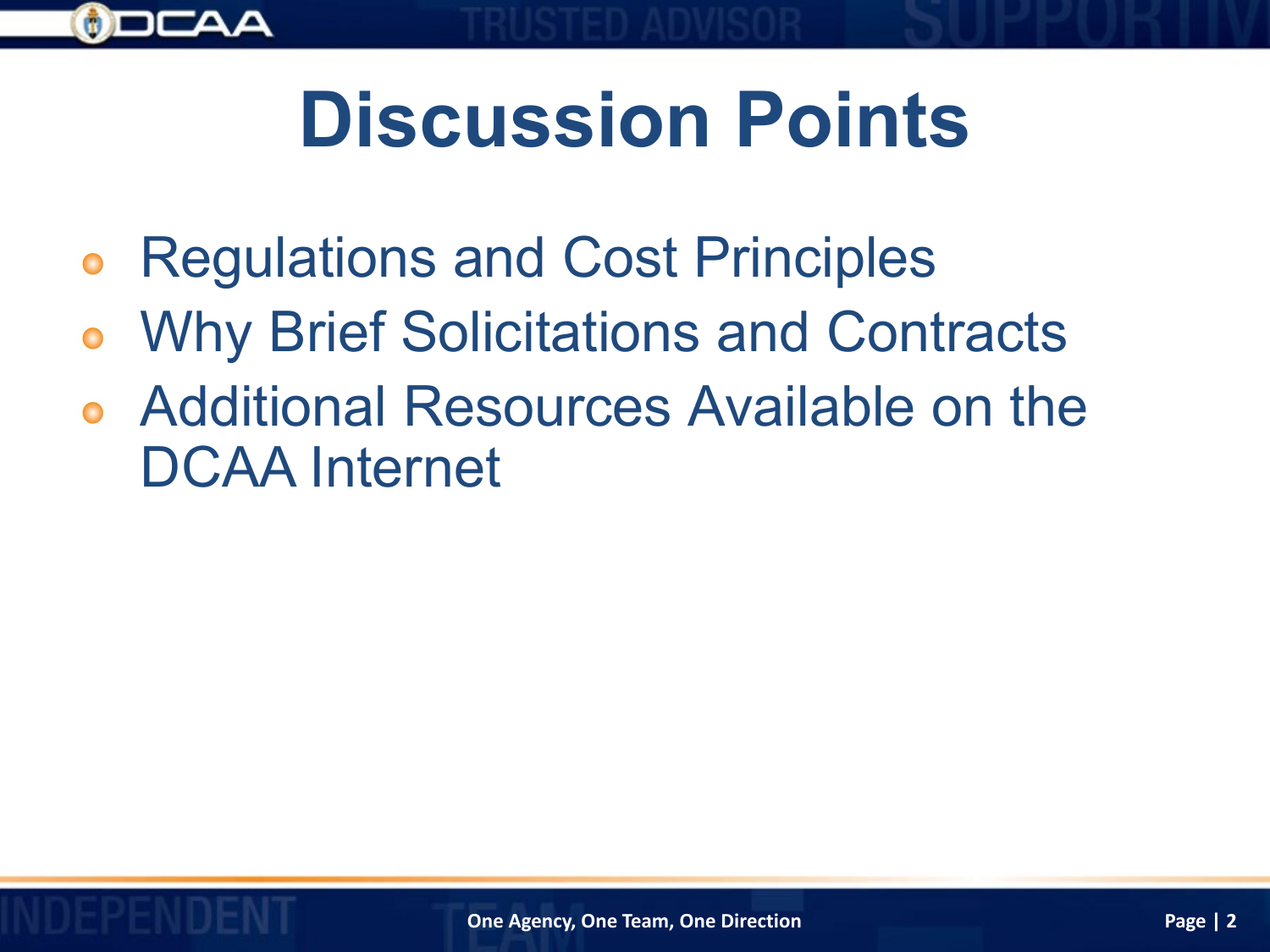# Discussion Points

- Regulations and Cost Principles
- Why Brief Solicitations and Contracts
- Additional Resources Available on the DCAA Internet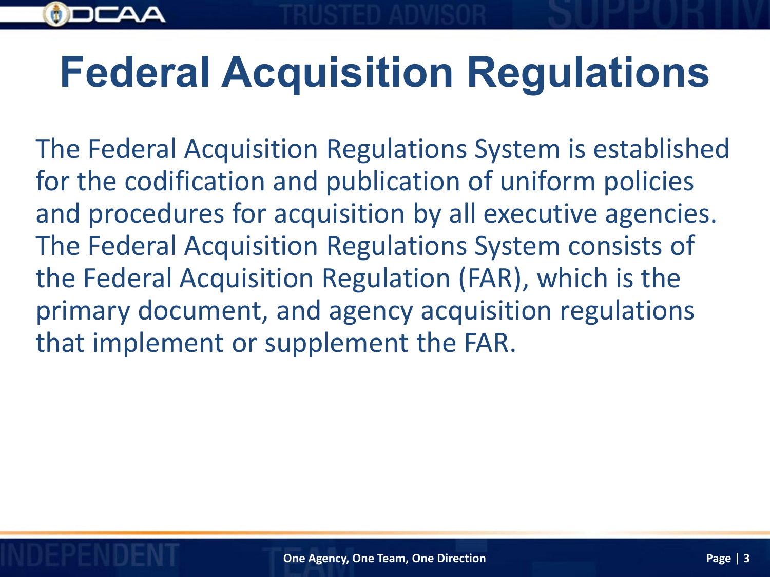# Federal Acquisition Regulations

The Federal Acquisition Regulations System is established for the codification and publication of uniform policies and procedures for acquisition by all executive agencies. The Federal Acquisition Regulations System consists of the Federal Acquisition Regulation (FAR), which is the primary document, and agency acquisition regulations that implement or supplement the FAR.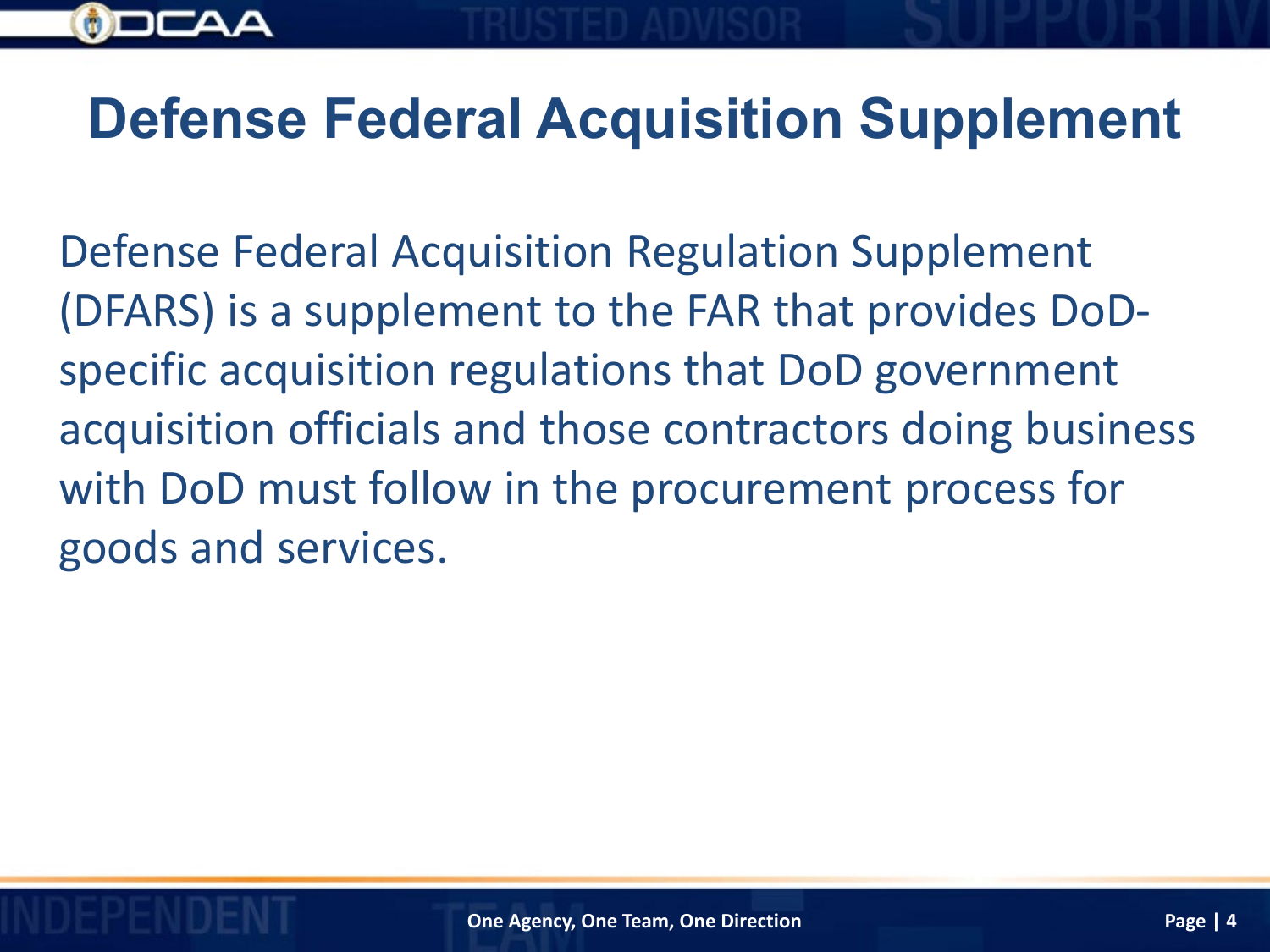# Defense Federal Acquisition Supplement

Defense Federal Acquisition Regulation Supplement (DFARS) is a supplement to the FAR that provides DoD-specific acquisition regulations that DoD government acquisition officials and those contractors doing business with DoD must follow in the procurement process for goods and services.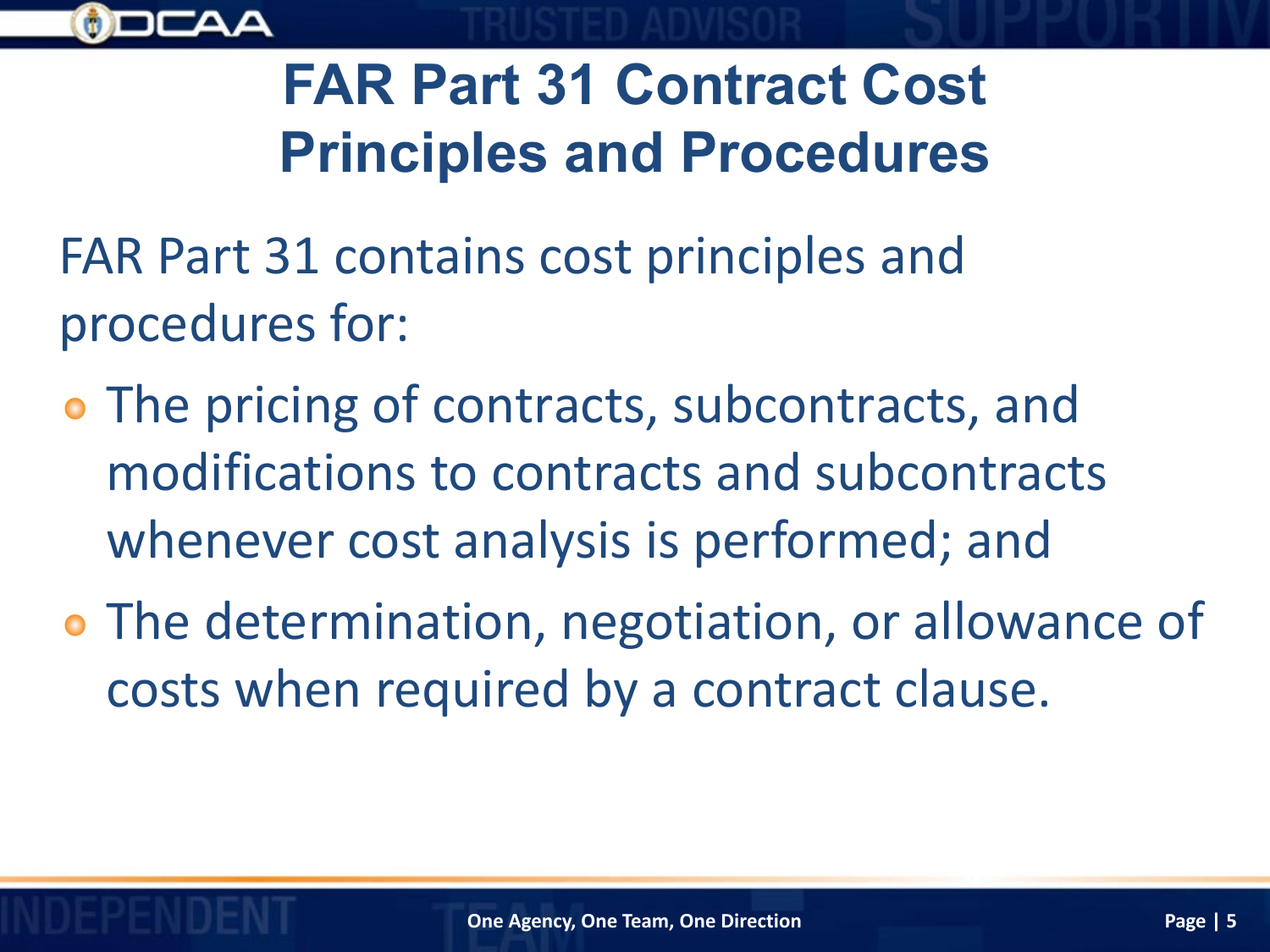# FAR Part 31 Contract Cost Principles and Procedures

FAR Part 31 contains cost principles and procedures for:

- The pricing of contracts, subcontracts, and modifications to contracts and subcontracts whenever cost analysis is performed; and
- The determination, negotiation, or allowance of costs when required by a contract clause.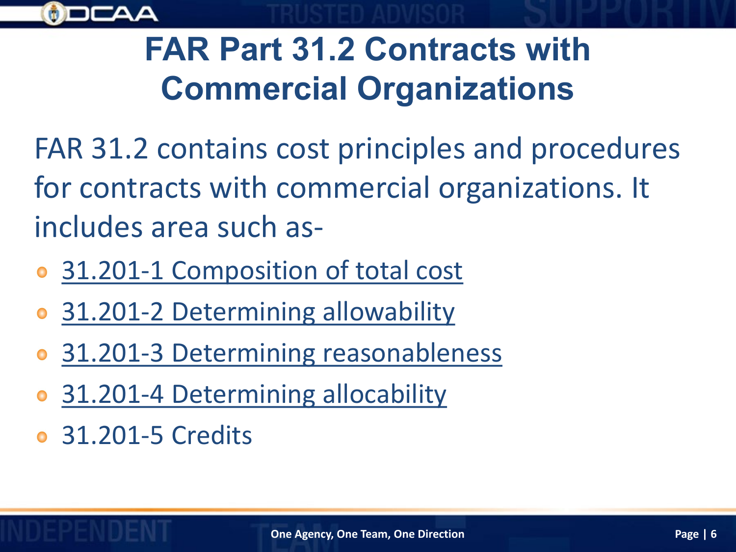# FAR Part 31.2 Contracts with Commercial Organizations

FAR 31.2 contains cost principles and procedures for contracts with commercial organizations. It includes area such as-

- 31.201-1 Composition of total cost
- 31.201-2 Determining allowability
- 31.201-3 Determining reasonableness
- 31.201-4 Determining allocability
- 31.201-5 Credits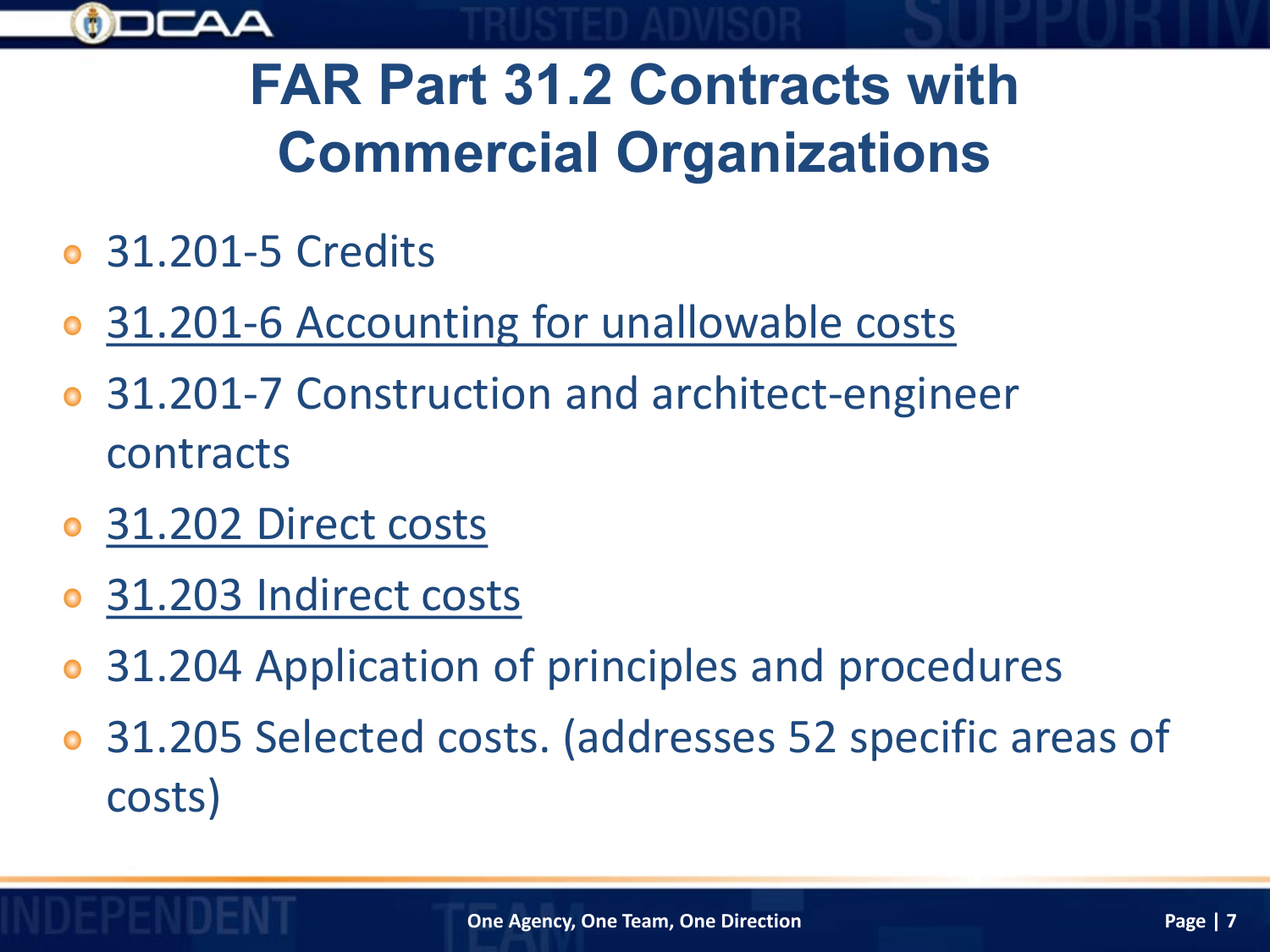# FAR Part 31.2 Contracts with Commercial Organizations

- 31.201-5 Credits
- 31.201-6 Accounting for unallowable costs
- 31.201-7 Construction and architect-engineer contracts
- 31.202 Direct costs
- 31.203 Indirect costs
- 31.204 Application of principles and procedures
- 31.205 Selected costs. (addresses 52 specific areas of costs)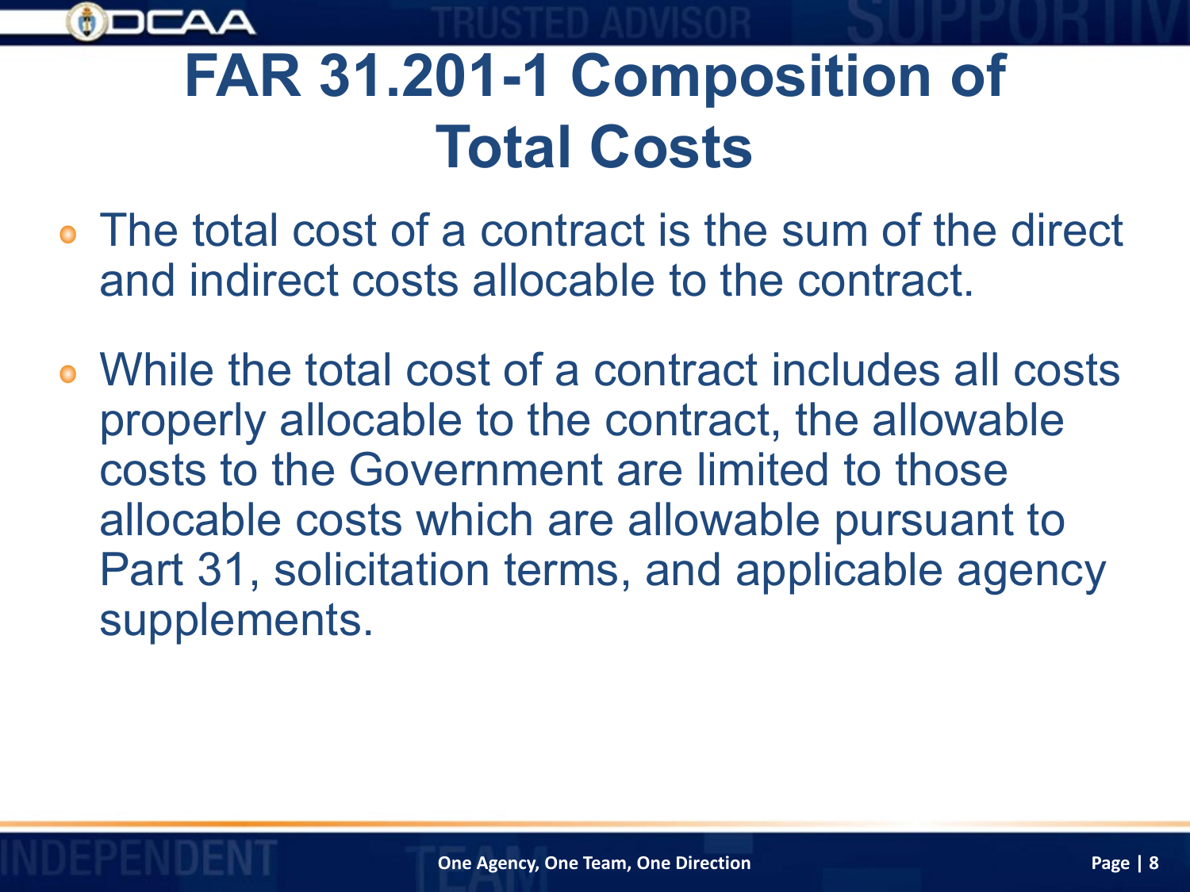# FAR 31.201-1 Composition of Total Costs

- The total cost of a contract is the sum of the direct and indirect costs allocable to the contract.
- While the total cost of a contract includes all costs properly allocable to the contract, the allowable costs to the Government are limited to those allocable costs which are allowable pursuant to Part 31, solicitation terms, and applicable agency supplements.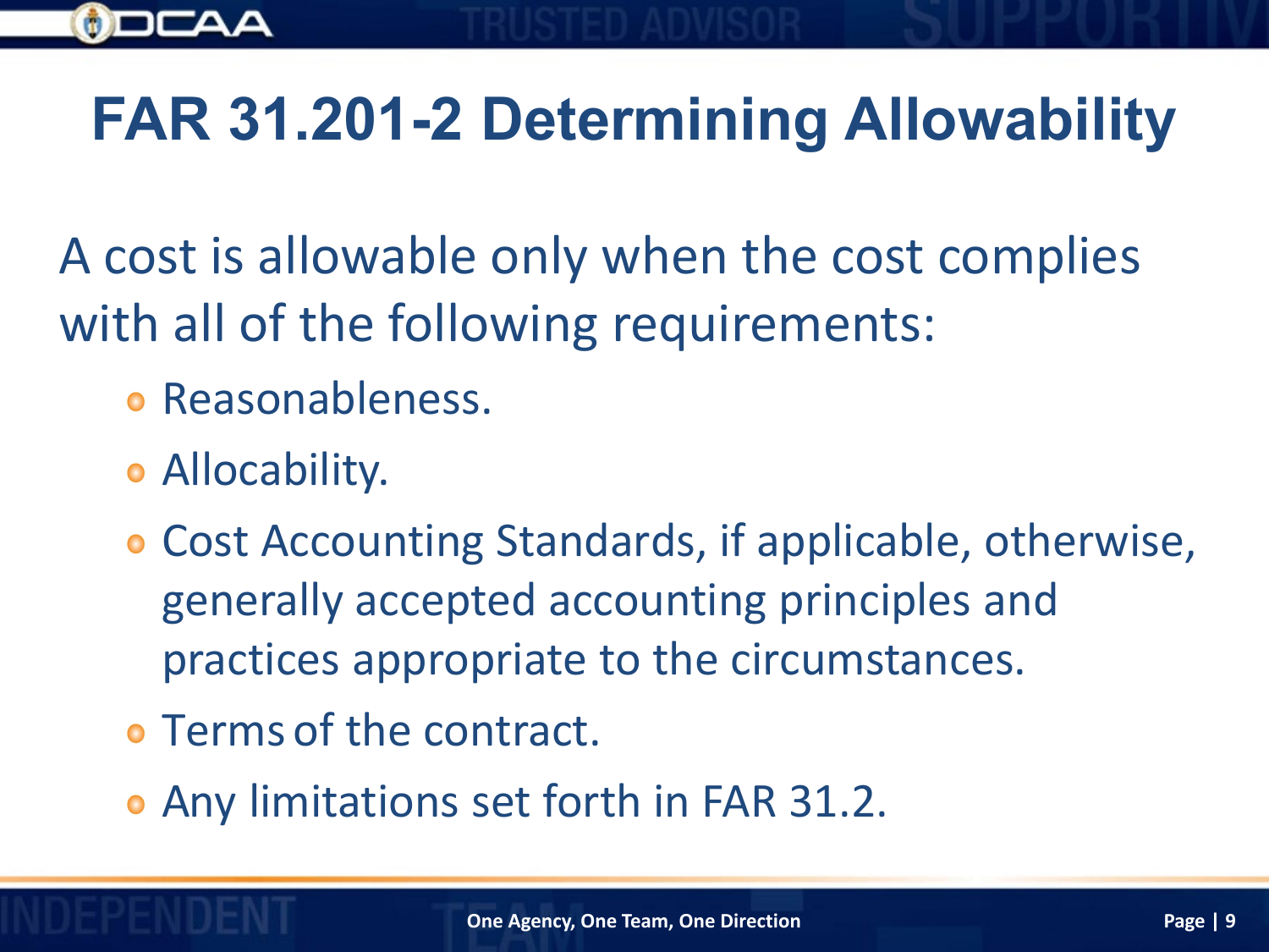# FAR 31.201-2 Determining Allowability

A cost is allowable only when the cost complies with all of the following requirements:

- Reasonableness.
- Allocability.
- Cost Accounting Standards, if applicable, otherwise, generally accepted accounting principles and practices appropriate to the circumstances.
- Terms of the contract.
- Any limitations set forth in FAR 31.2.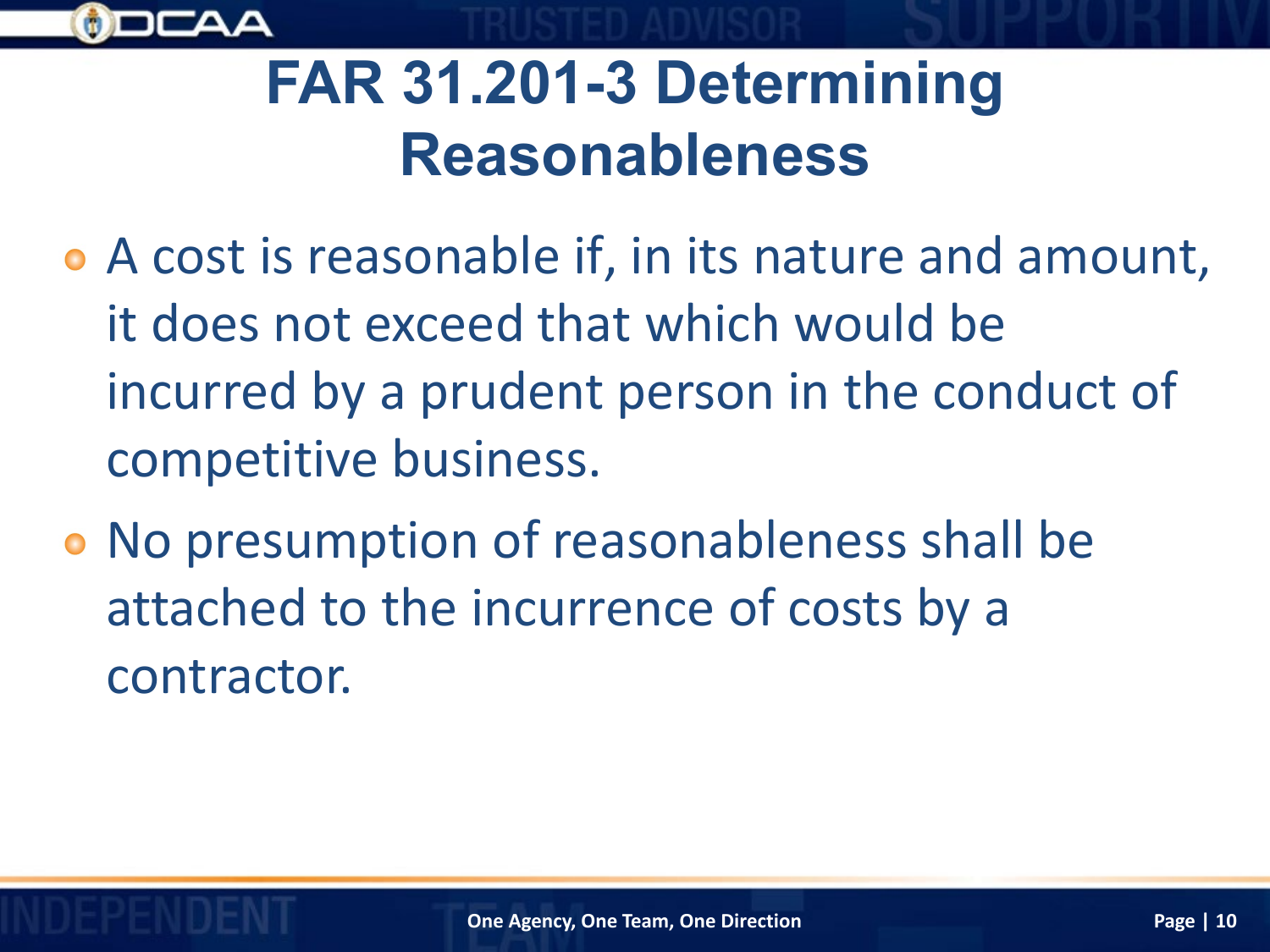# FAR 31.201-3 Determining Reasonableness

- A cost is reasonable if, in its nature and amount, it does not exceed that which would be incurred by a prudent person in the conduct of competitive business.
- No presumption of reasonableness shall be attached to the incurrence of costs by a contractor.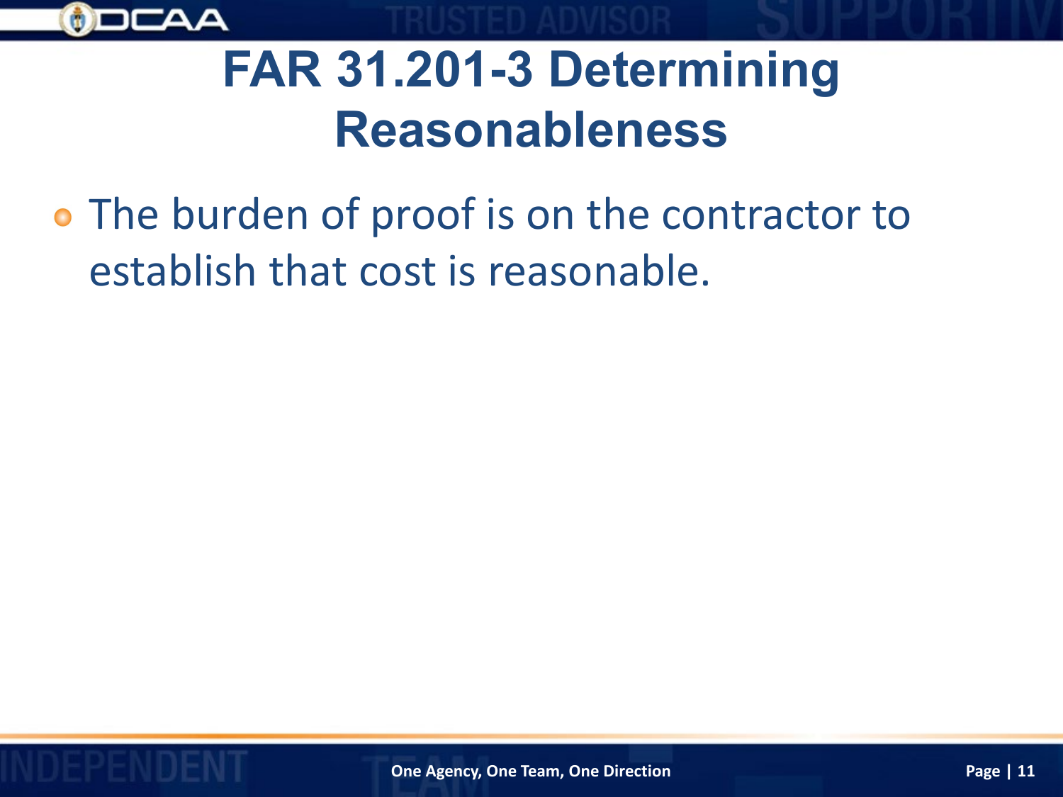# FAR 31.201-3 Determining Reasonableness

- The burden of proof is on the contractor to establish that cost is reasonable.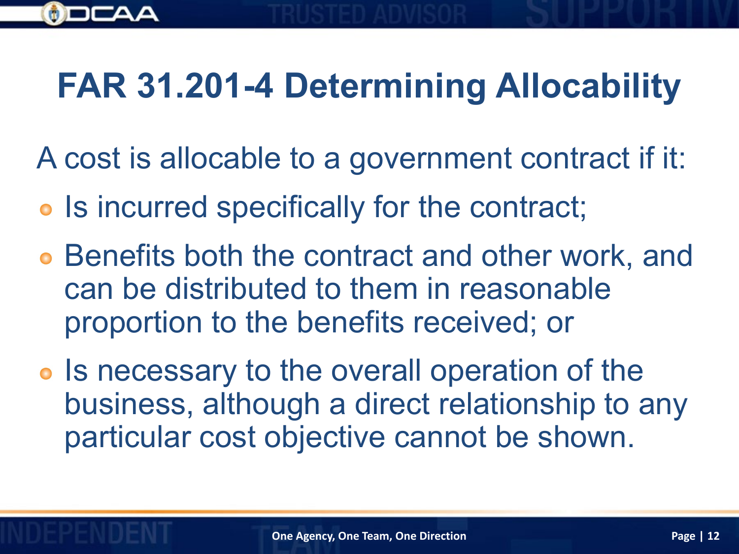# FAR 31.201-4 Determining Allocability

A cost is allocable to a government contract if it:

- Is incurred specifically for the contract;
- Benefits both the contract and other work, and can be distributed to them in reasonable proportion to the benefits received; or
- Is necessary to the overall operation of the business, although a direct relationship to any particular cost objective cannot be shown.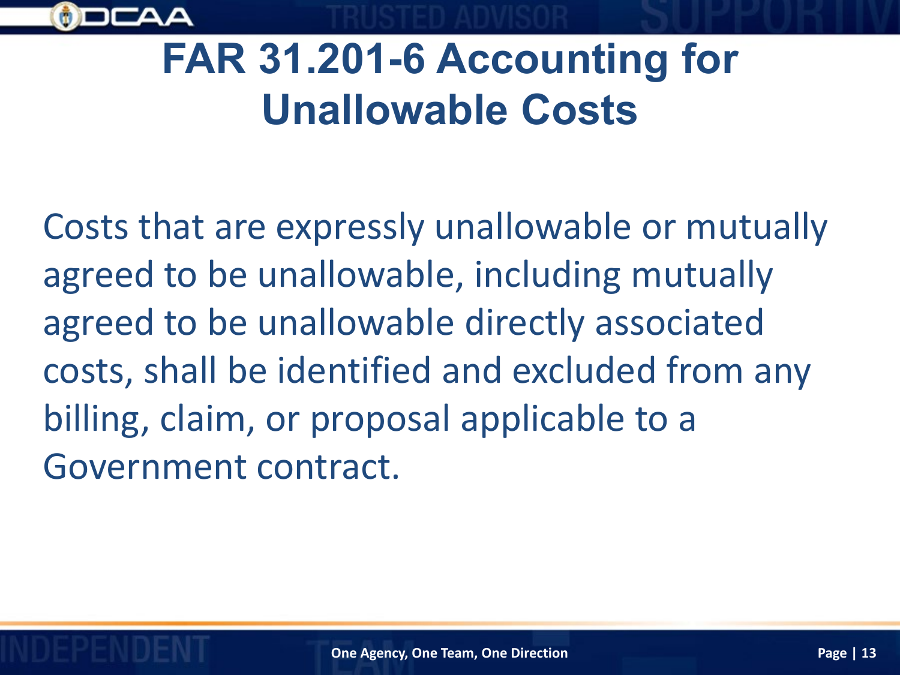# FAR 31.201-6 Accounting for Unallowable Costs

Costs that are expressly unallowable or mutually agreed to be unallowable, including mutually agreed to be unallowable directly associated costs, shall be identified and excluded from any billing, claim, or proposal applicable to a Government contract.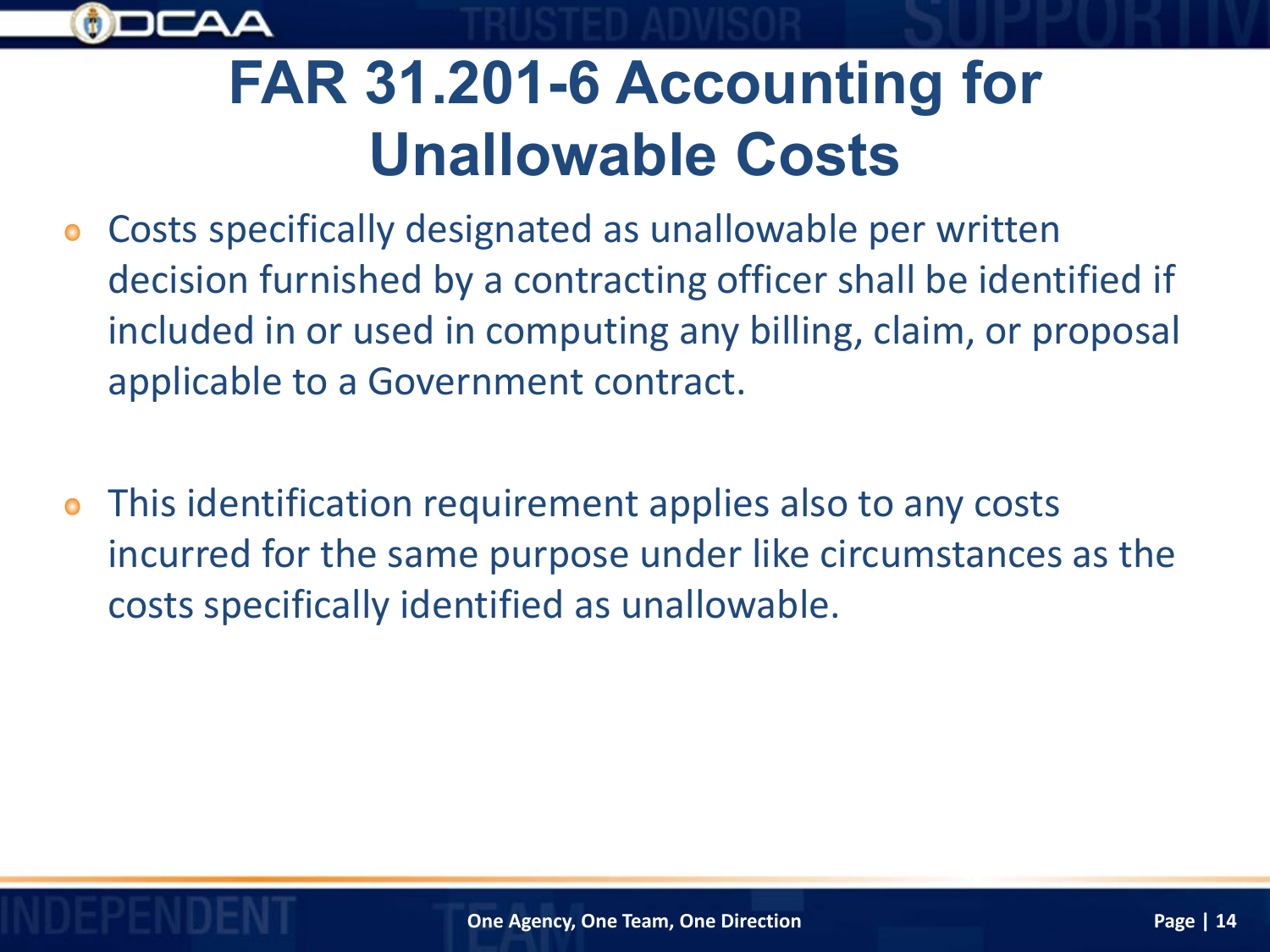# FAR 31.201-6 Accounting for Unallowable Costs

- Costs specifically designated as unallowable per written decision furnished by a contracting officer shall be identified if included in or used in computing any billing, claim, or proposal applicable to a Government contract.

- This identification requirement applies also to any costs incurred for the same purpose under like circumstances as the costs specifically identified as unallowable.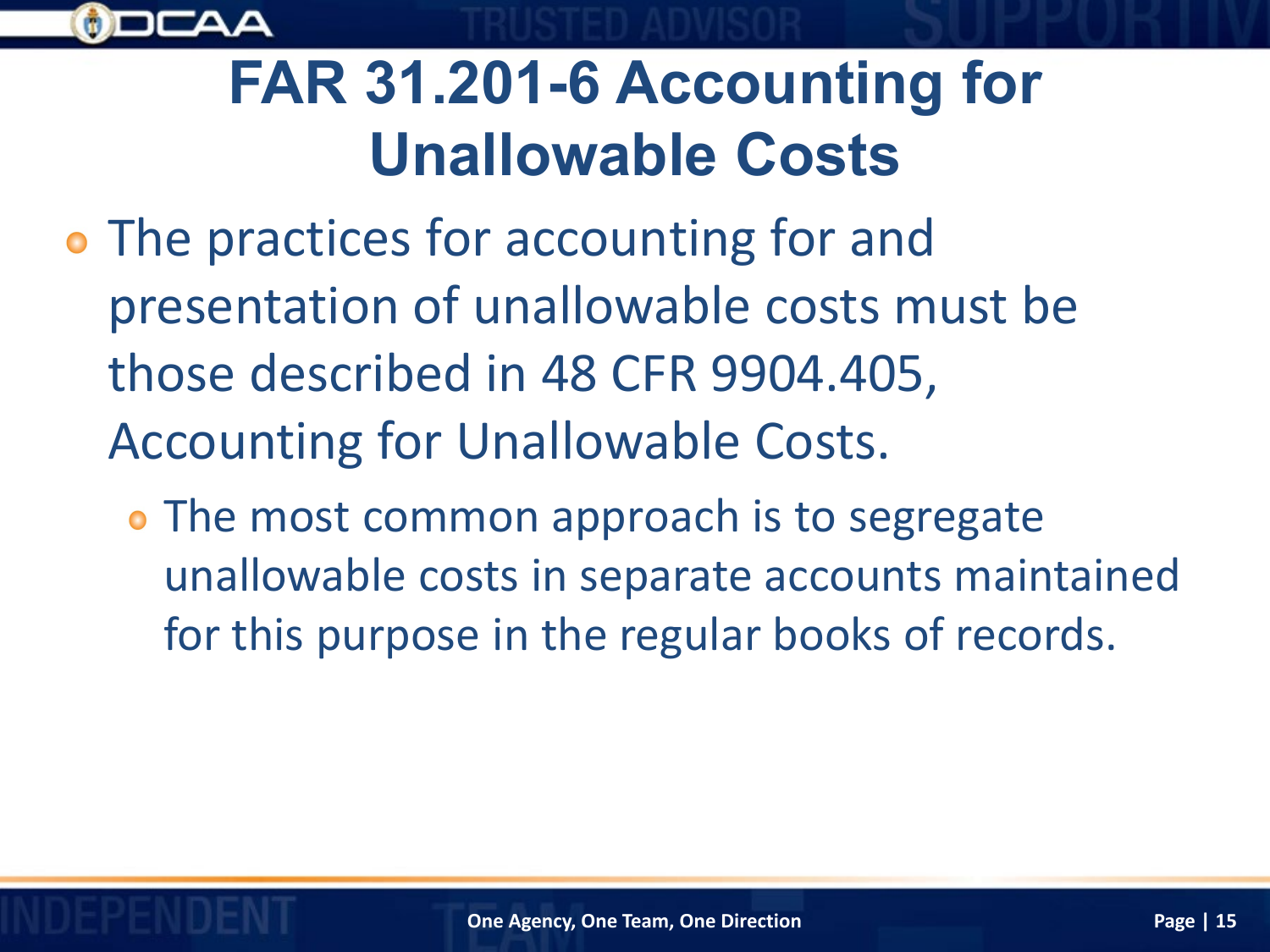# FAR 31.201-6 Accounting for Unallowable Costs

- The practices for accounting for and presentation of unallowable costs must be those described in 48 CFR 9904.405, Accounting for Unallowable Costs.
  - The most common approach is to segregate unallowable costs in separate accounts maintained for this purpose in the regular books of records.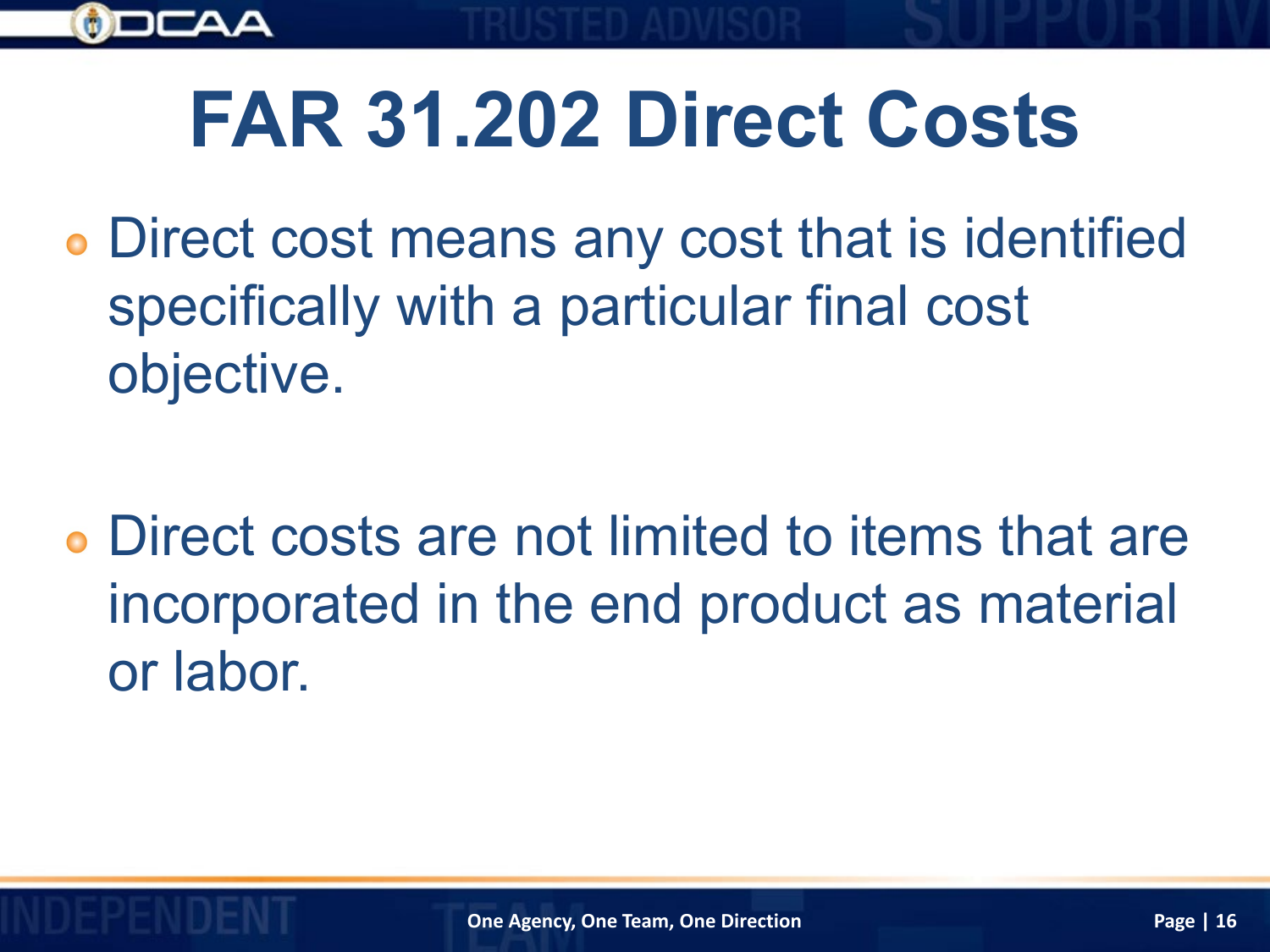# FAR 31.202 Direct Costs

- Direct cost means any cost that is identified specifically with a particular final cost objective.
- Direct costs are not limited to items that are incorporated in the end product as material or labor.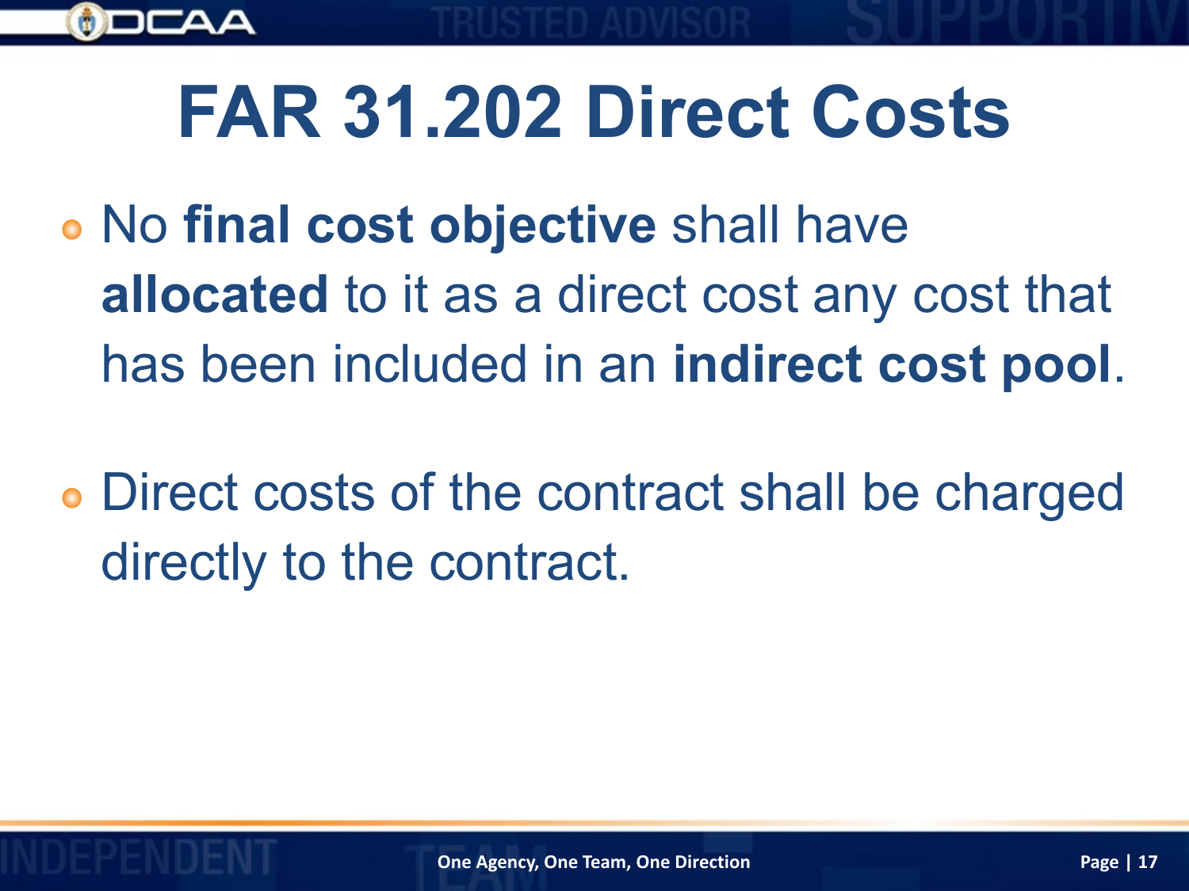# FAR 31.202 Direct Costs

- No **final cost objective** shall have **allocated** to it as a direct cost any cost that has been included in an **indirect cost pool**.
- Direct costs of the contract shall be charged directly to the contract.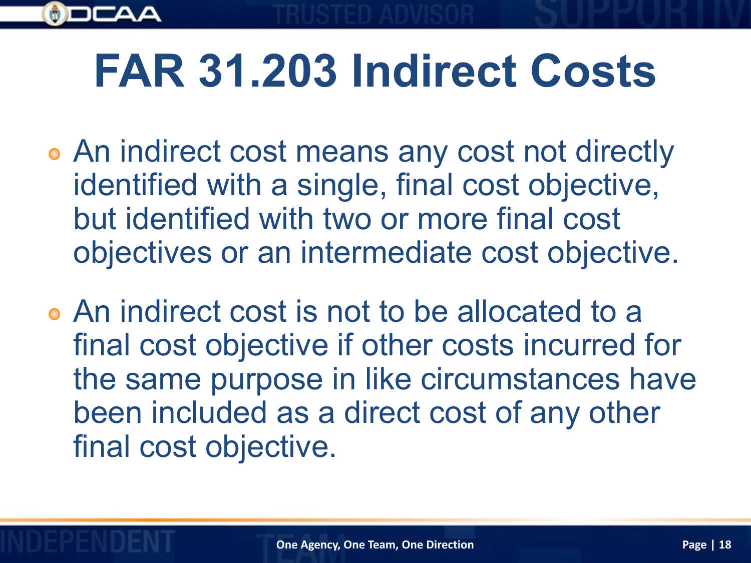# FAR 31.203 Indirect Costs

- An indirect cost means any cost not directly identified with a single, final cost objective, but identified with two or more final cost objectives or an intermediate cost objective.
- An indirect cost is not to be allocated to a final cost objective if other costs incurred for the same purpose in like circumstances have been included as a direct cost of any other final cost objective.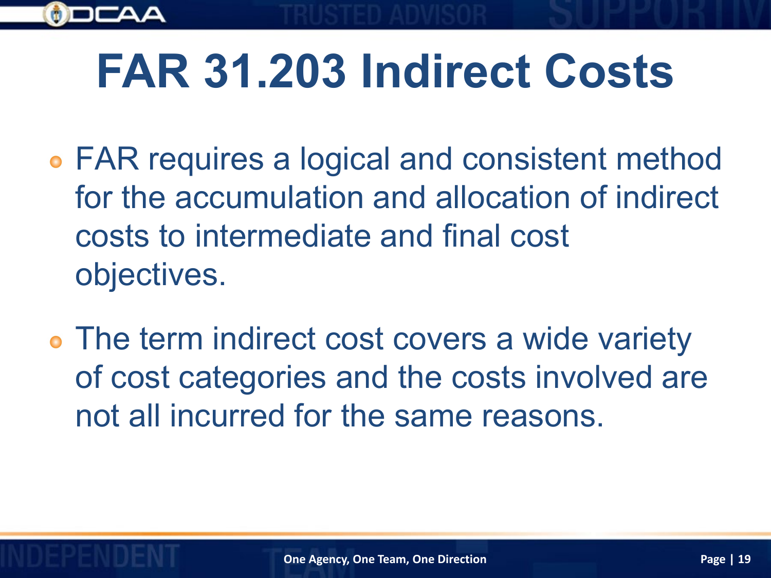# FAR 31.203 Indirect Costs

- FAR requires a logical and consistent method for the accumulation and allocation of indirect costs to intermediate and final cost objectives.
- The term indirect cost covers a wide variety of cost categories and the costs involved are not all incurred for the same reasons.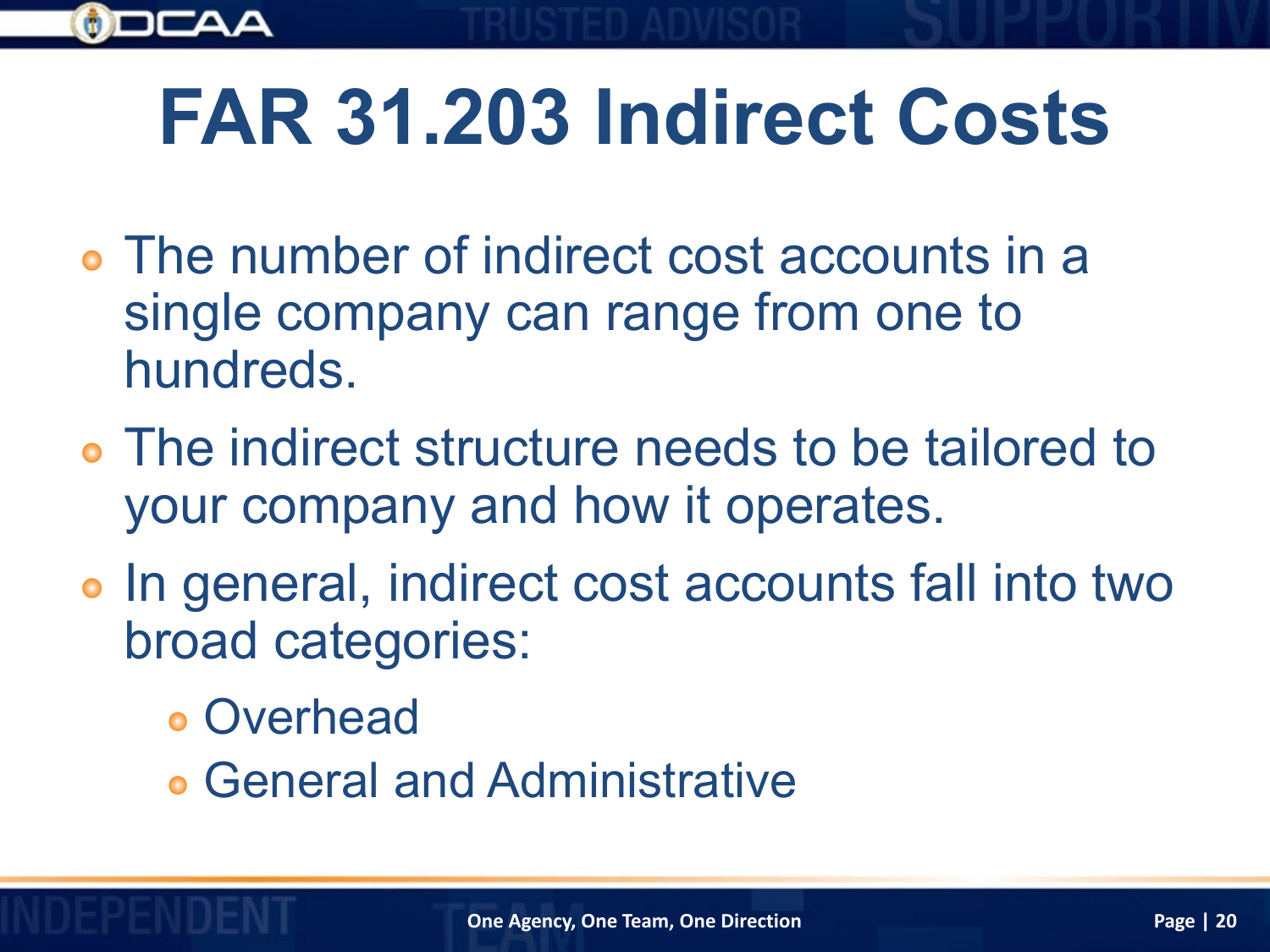# FAR 31.203 Indirect Costs

- The number of indirect cost accounts in a single company can range from one to hundreds.
- The indirect structure needs to be tailored to your company and how it operates.
- In general, indirect cost accounts fall into two broad categories:
  - Overhead
  - General and Administrative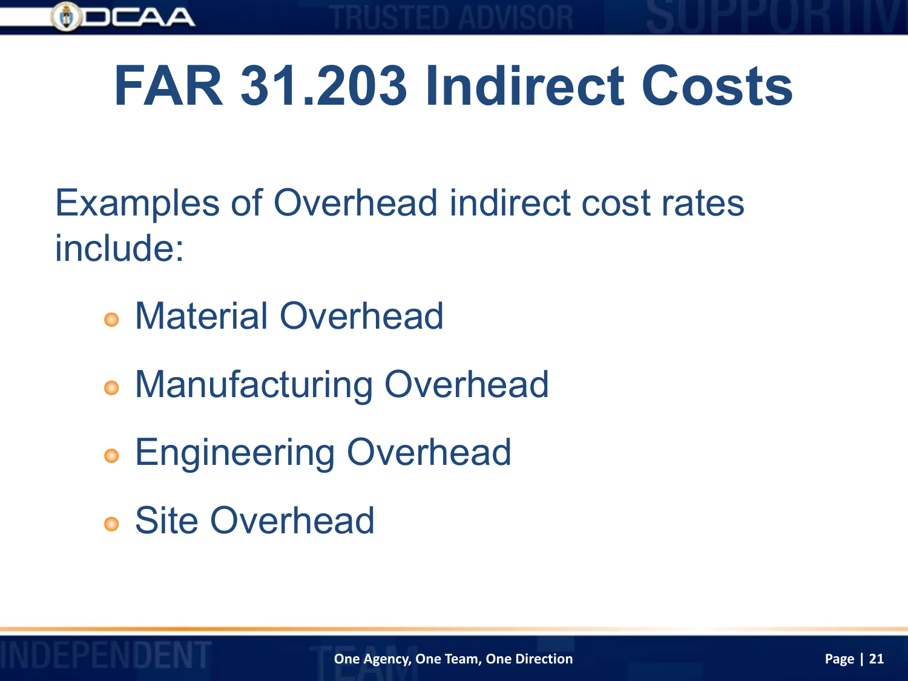# FAR 31.203 Indirect Costs

Examples of Overhead indirect cost rates include:

- Material Overhead
- Manufacturing Overhead
- Engineering Overhead
- Site Overhead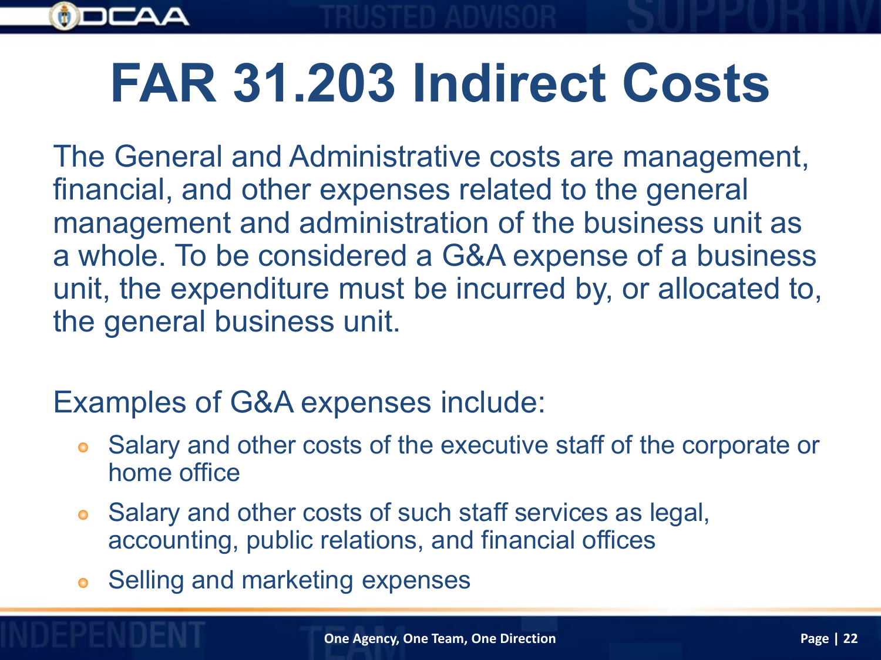# FAR 31.203 Indirect Costs

The General and Administrative costs are management, financial, and other expenses related to the general management and administration of the business unit as a whole. To be considered a G&A expense of a business unit, the expenditure must be incurred by, or allocated to, the general business unit.

Examples of G&A expenses include:

- Salary and other costs of the executive staff of the corporate or home office
- Salary and other costs of such staff services as legal, accounting, public relations, and financial offices
- Selling and marketing expenses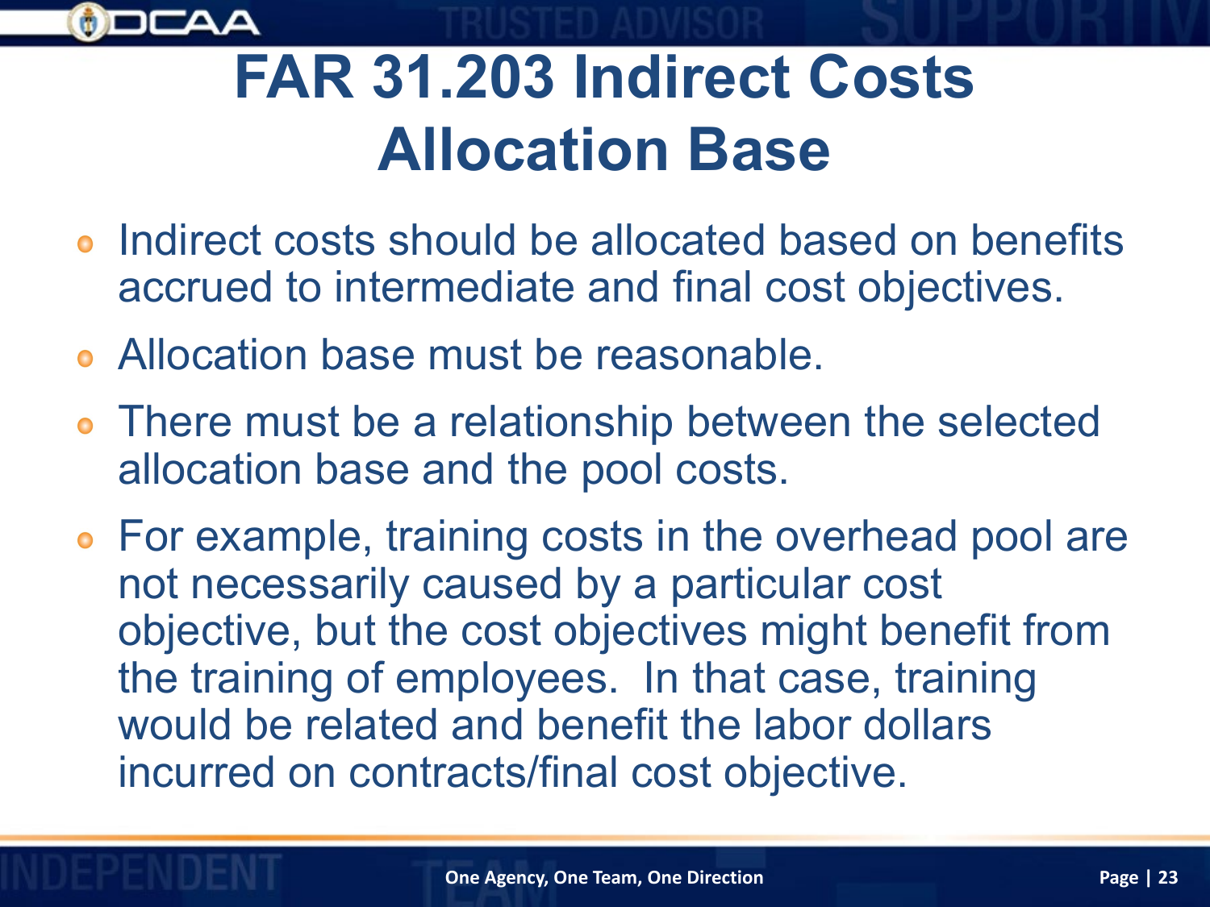# FAR 31.203 Indirect Costs Allocation Base

- Indirect costs should be allocated based on benefits accrued to intermediate and final cost objectives.
- Allocation base must be reasonable.
- There must be a relationship between the selected allocation base and the pool costs.
- For example, training costs in the overhead pool are not necessarily caused by a particular cost objective, but the cost objectives might benefit from the training of employees. In that case, training would be related and benefit the labor dollars incurred on contracts/final cost objective.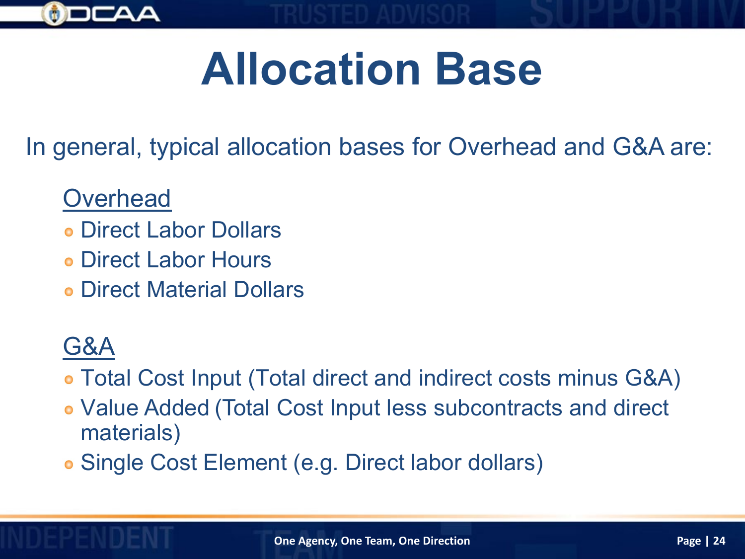# Allocation Base

In general, typical allocation bases for Overhead and G&A are:

Overhead

- Direct Labor Dollars
- Direct Labor Hours
- Direct Material Dollars

G&A

- Total Cost Input (Total direct and indirect costs minus G&A)
- Value Added (Total Cost Input less subcontracts and direct materials)
- Single Cost Element (e.g. Direct labor dollars)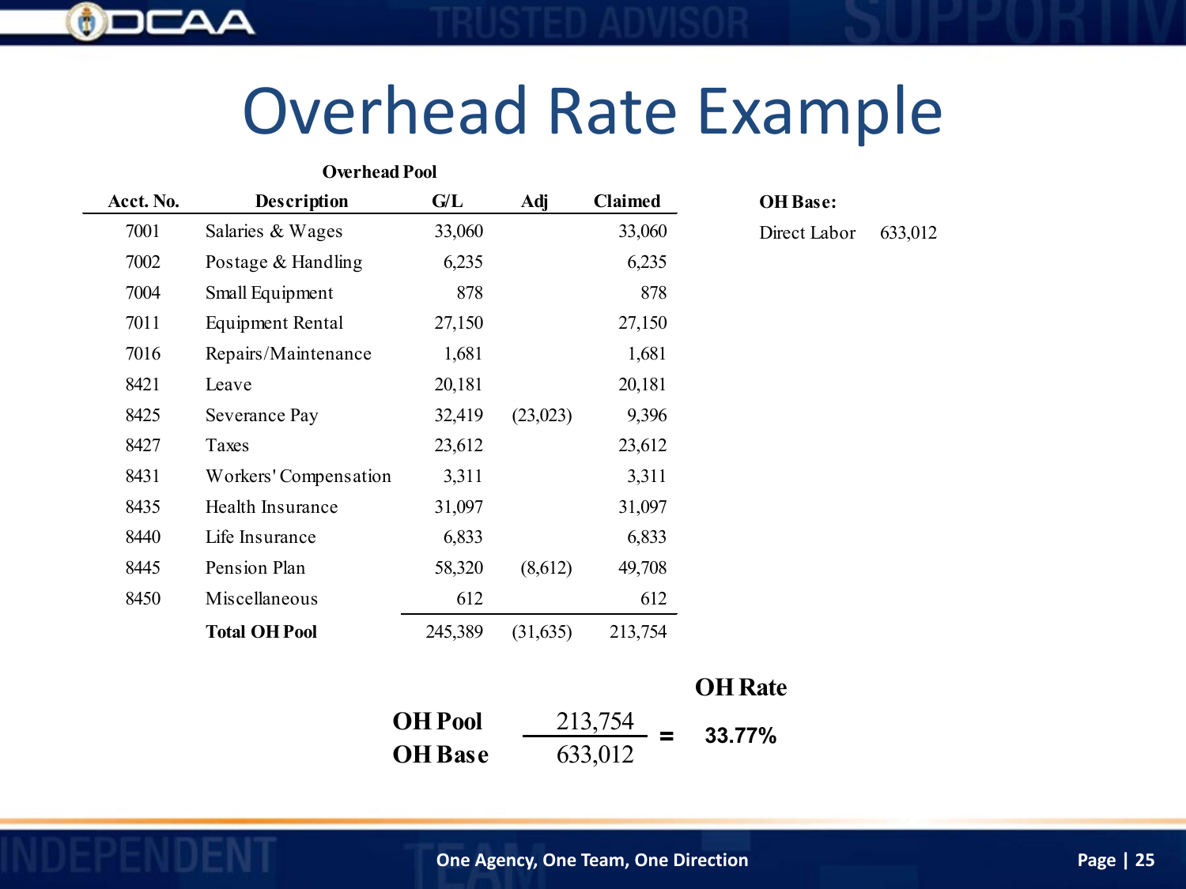# Overhead Rate Example

**Overhead Pool**

| Acct. No. | Description | G/L | Adj | Claimed |
|---|---|---|---|---|
| 7001 | Salaries & Wages | 33,060 | | 33,060 |
| 7002 | Postage & Handling | 6,235 | | 6,235 |
| 7004 | Small Equipment | 878 | | 878 |
| 7011 | Equipment Rental | 27,150 | | 27,150 |
| 7016 | Repairs/Maintenance | 1,681 | | 1,681 |
| 8421 | Leave | 20,181 | | 20,181 |
| 8425 | Severance Pay | 32,419 | (23,023) | 9,396 |
| 8427 | Taxes | 23,612 | | 23,612 |
| 8431 | Workers' Compensation | 3,311 | | 3,311 |
| 8435 | Health Insurance | 31,097 | | 31,097 |
| 8440 | Life Insurance | 6,833 | | 6,833 |
| 8445 | Pension Plan | 58,320 | (8,612) | 49,708 |
| 8450 | Miscellaneous | 612 | | 612 |
| | **Total OH Pool** | 245,389 | (31,635) | 213,754 |

**OH Base:**

| | |
|---|---|
| Direct Labor | 633,012 |

**OH Rate**

$$\frac{\textbf{OH Pool}}{\textbf{OH Base}} = \frac{213{,}754}{633{,}012} = \textbf{33.77\%}$$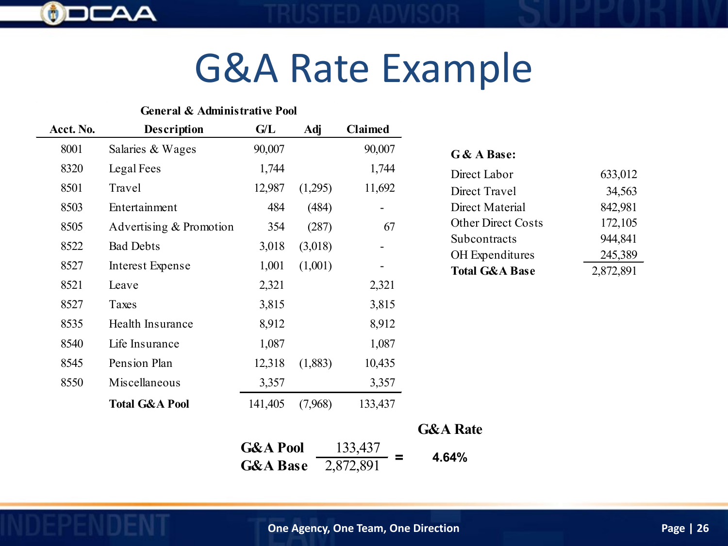# G&A Rate Example

**General & Administrative Pool**

| Acct. No. | Description | G/L | Adj | Claimed |
|---|---|---|---|---|
| 8001 | Salaries & Wages | 90,007 | | 90,007 |
| 8320 | Legal Fees | 1,744 | | 1,744 |
| 8501 | Travel | 12,987 | (1,295) | 11,692 |
| 8503 | Entertainment | 484 | (484) | - |
| 8505 | Advertising & Promotion | 354 | (287) | 67 |
| 8522 | Bad Debts | 3,018 | (3,018) | - |
| 8527 | Interest Expense | 1,001 | (1,001) | - |
| 8521 | Leave | 2,321 | | 2,321 |
| 8527 | Taxes | 3,815 | | 3,815 |
| 8535 | Health Insurance | 8,912 | | 8,912 |
| 8540 | Life Insurance | 1,087 | | 1,087 |
| 8545 | Pension Plan | 12,318 | (1,883) | 10,435 |
| 8550 | Miscellaneous | 3,357 | | 3,357 |
| | **Total G&A Pool** | 141,405 | (7,968) | 133,437 |

**G & A Base:**

| | |
|---|---|
| Direct Labor | 633,012 |
| Direct Travel | 34,563 |
| Direct Material | 842,981 |
| Other Direct Costs | 172,105 |
| Subcontracts | 944,841 |
| OH Expenditures | 245,389 |
| **Total G&A Base** | 2,872,891 |

**G&A Rate**

$$\frac{\textbf{G\&A Pool}}{\textbf{G\&A Base}} = \frac{133{,}437}{2{,}872{,}891} = \textbf{4.64\%}$$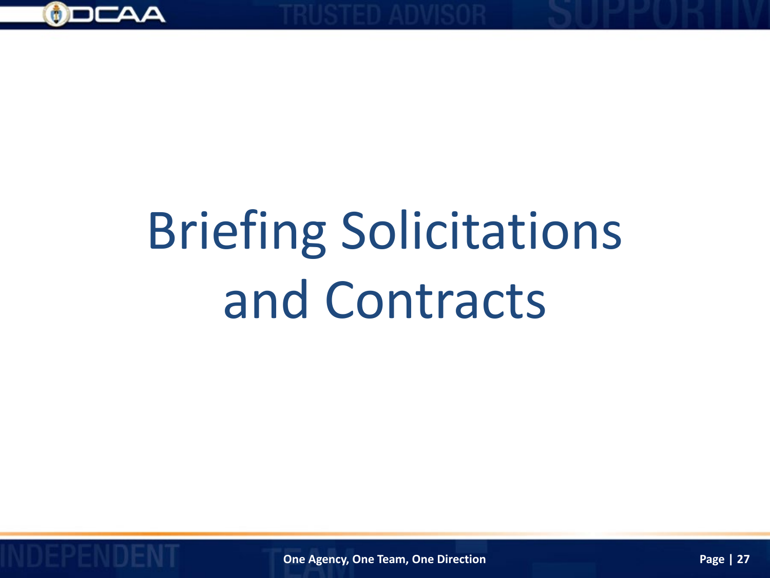# Briefing Solicitations and Contracts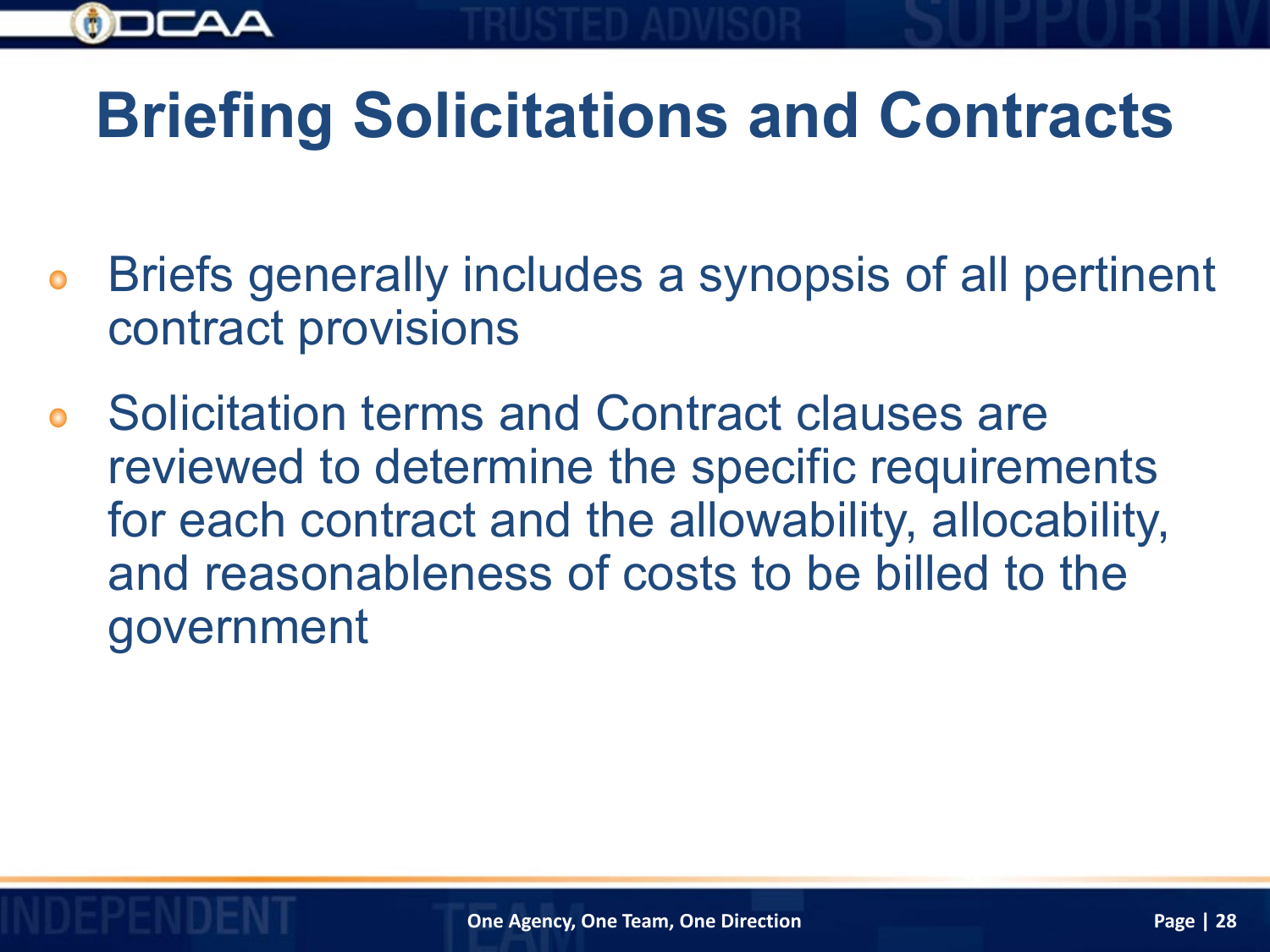# Briefing Solicitations and Contracts

- Briefs generally includes a synopsis of all pertinent contract provisions
- Solicitation terms and Contract clauses are reviewed to determine the specific requirements for each contract and the allowability, allocability, and reasonableness of costs to be billed to the government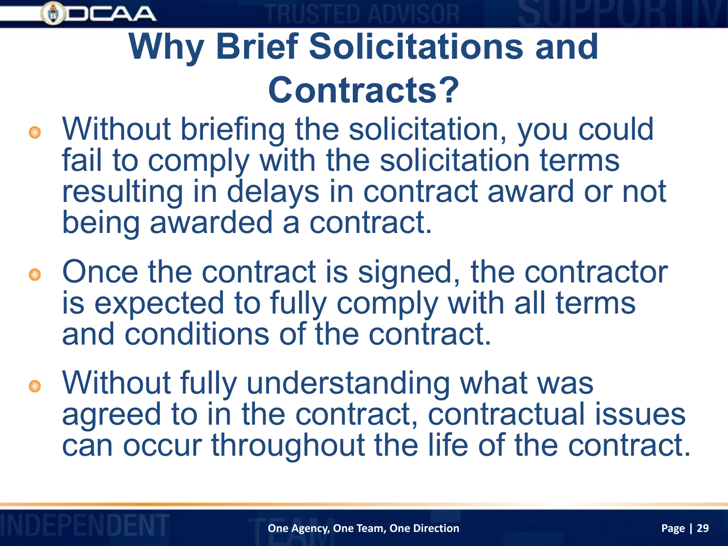# Why Brief Solicitations and Contracts?

- Without briefing the solicitation, you could fail to comply with the solicitation terms resulting in delays in contract award or not being awarded a contract.
- Once the contract is signed, the contractor is expected to fully comply with all terms and conditions of the contract.
- Without fully understanding what was agreed to in the contract, contractual issues can occur throughout the life of the contract.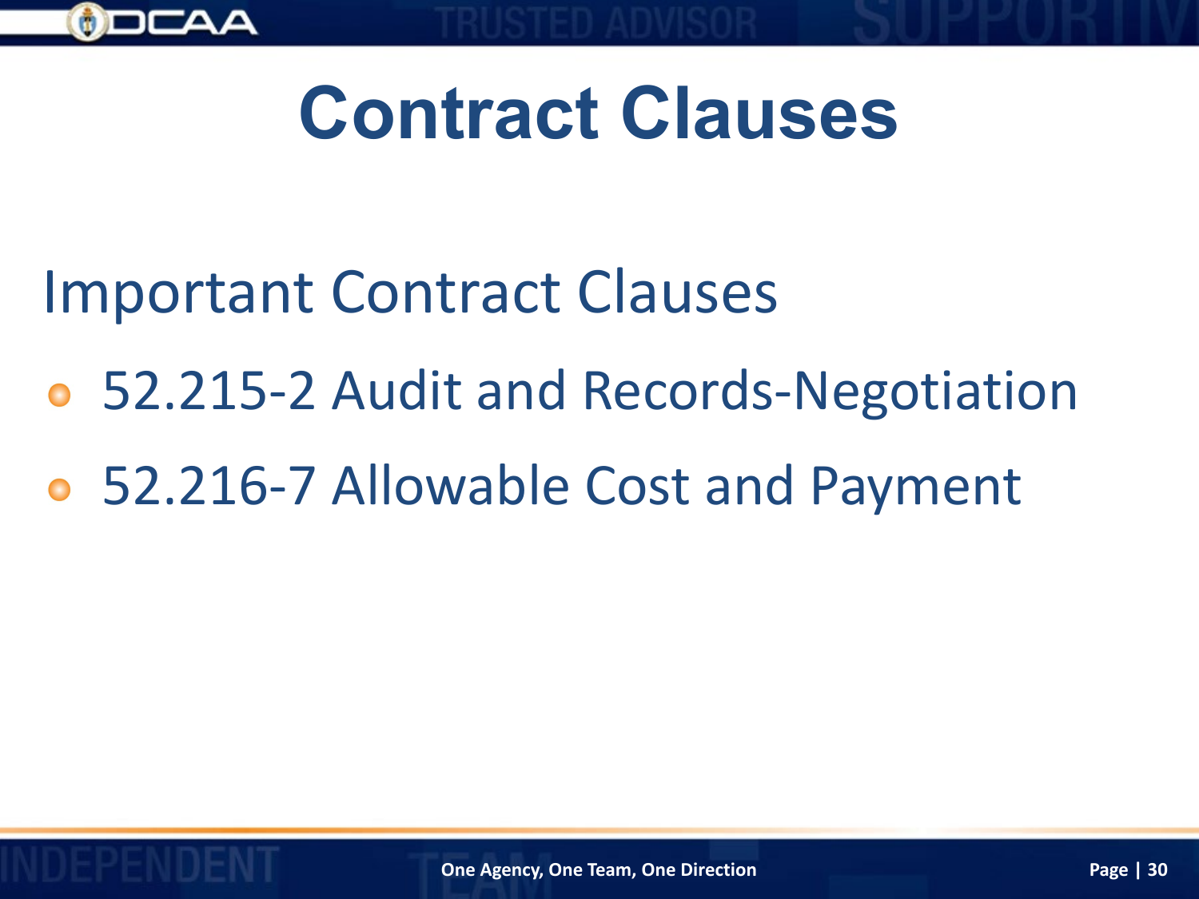# Contract Clauses

Important Contract Clauses

- 52.215-2 Audit and Records-Negotiation
- 52.216-7 Allowable Cost and Payment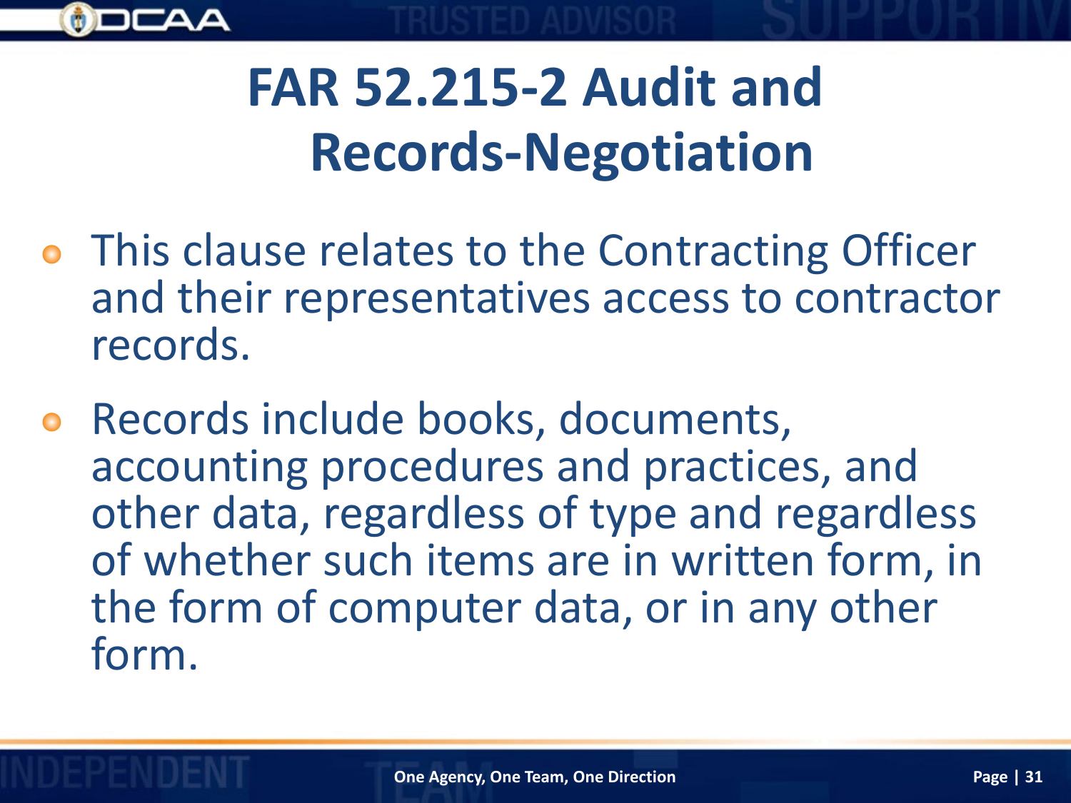# FAR 52.215-2 Audit and Records-Negotiation

- This clause relates to the Contracting Officer and their representatives access to contractor records.
- Records include books, documents, accounting procedures and practices, and other data, regardless of type and regardless of whether such items are in written form, in the form of computer data, or in any other form.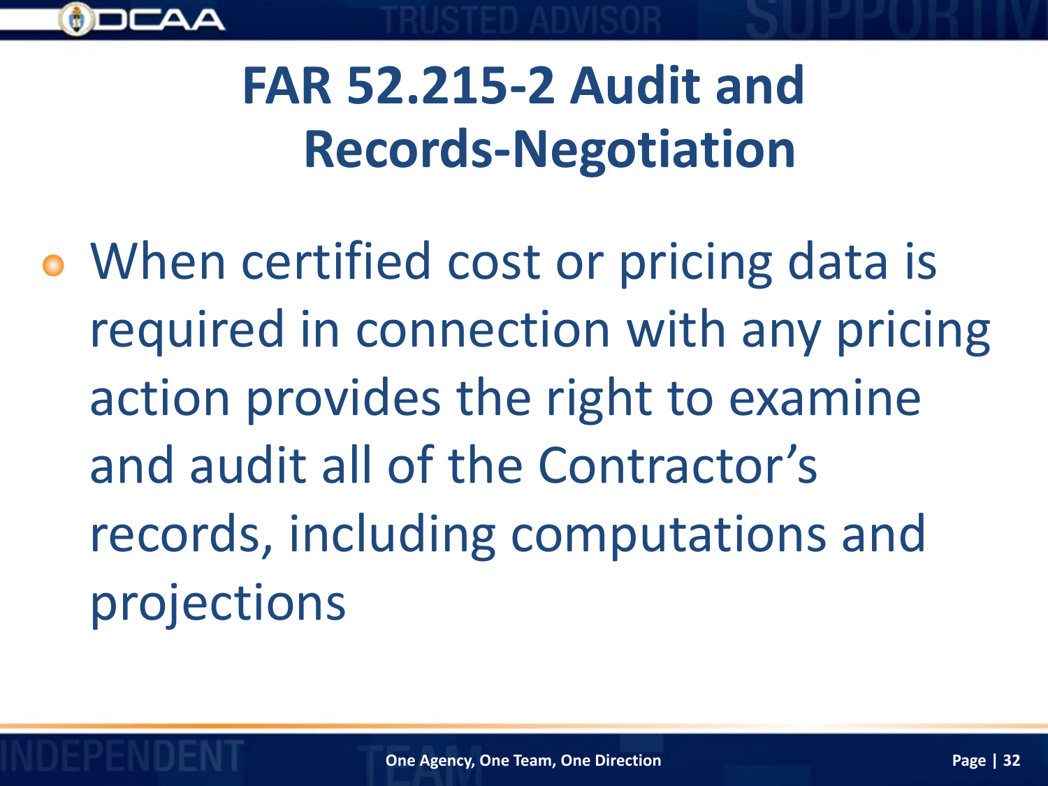# FAR 52.215-2 Audit and Records-Negotiation

- When certified cost or pricing data is required in connection with any pricing action provides the right to examine and audit all of the Contractor's records, including computations and projections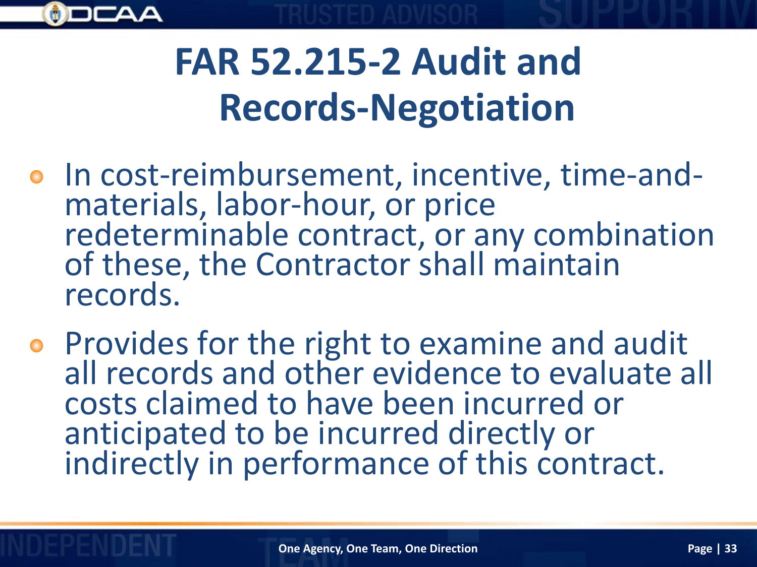# FAR 52.215-2 Audit and Records-Negotiation

- In cost-reimbursement, incentive, time-and-materials, labor-hour, or price redeterminable contract, or any combination of these, the Contractor shall maintain records.
- Provides for the right to examine and audit all records and other evidence to evaluate all costs claimed to have been incurred or anticipated to be incurred directly or indirectly in performance of this contract.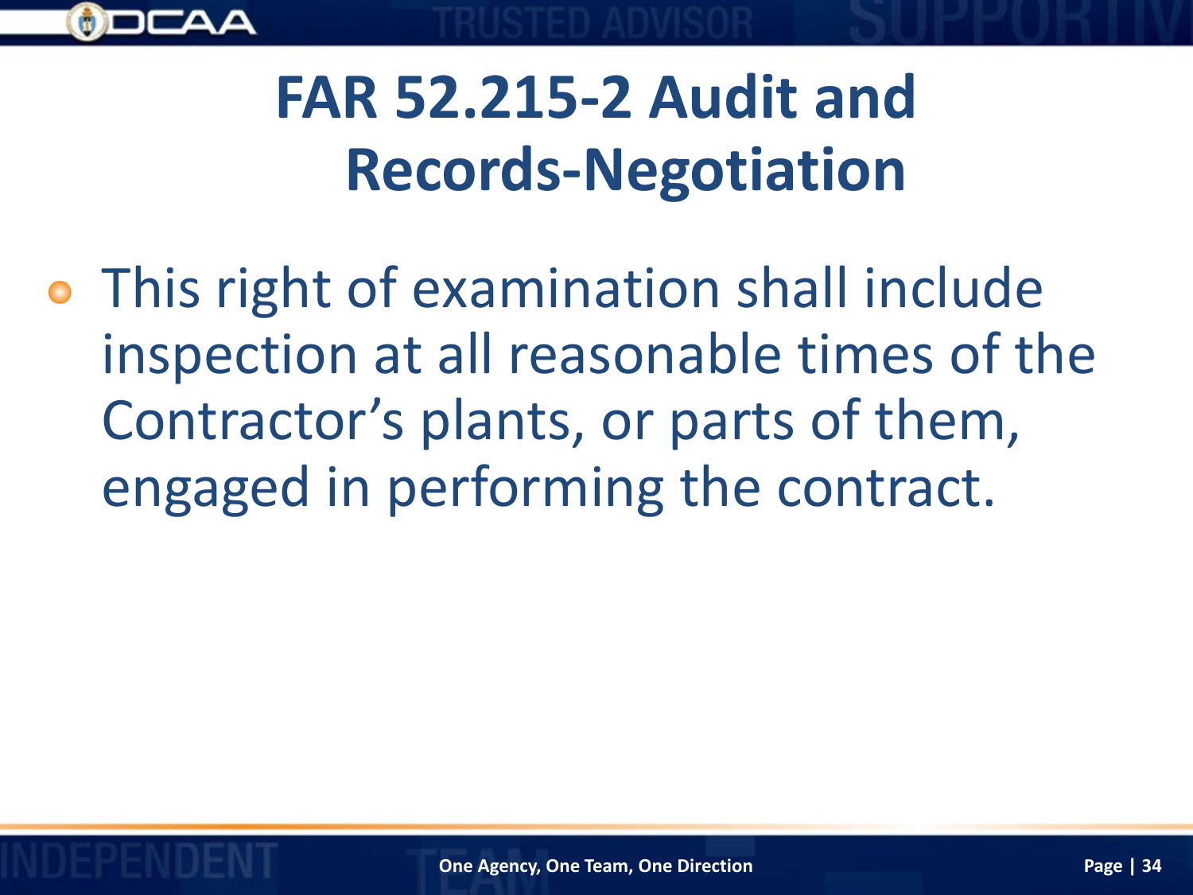# FAR 52.215-2 Audit and Records-Negotiation

- This right of examination shall include inspection at all reasonable times of the Contractor’s plants, or parts of them, engaged in performing the contract.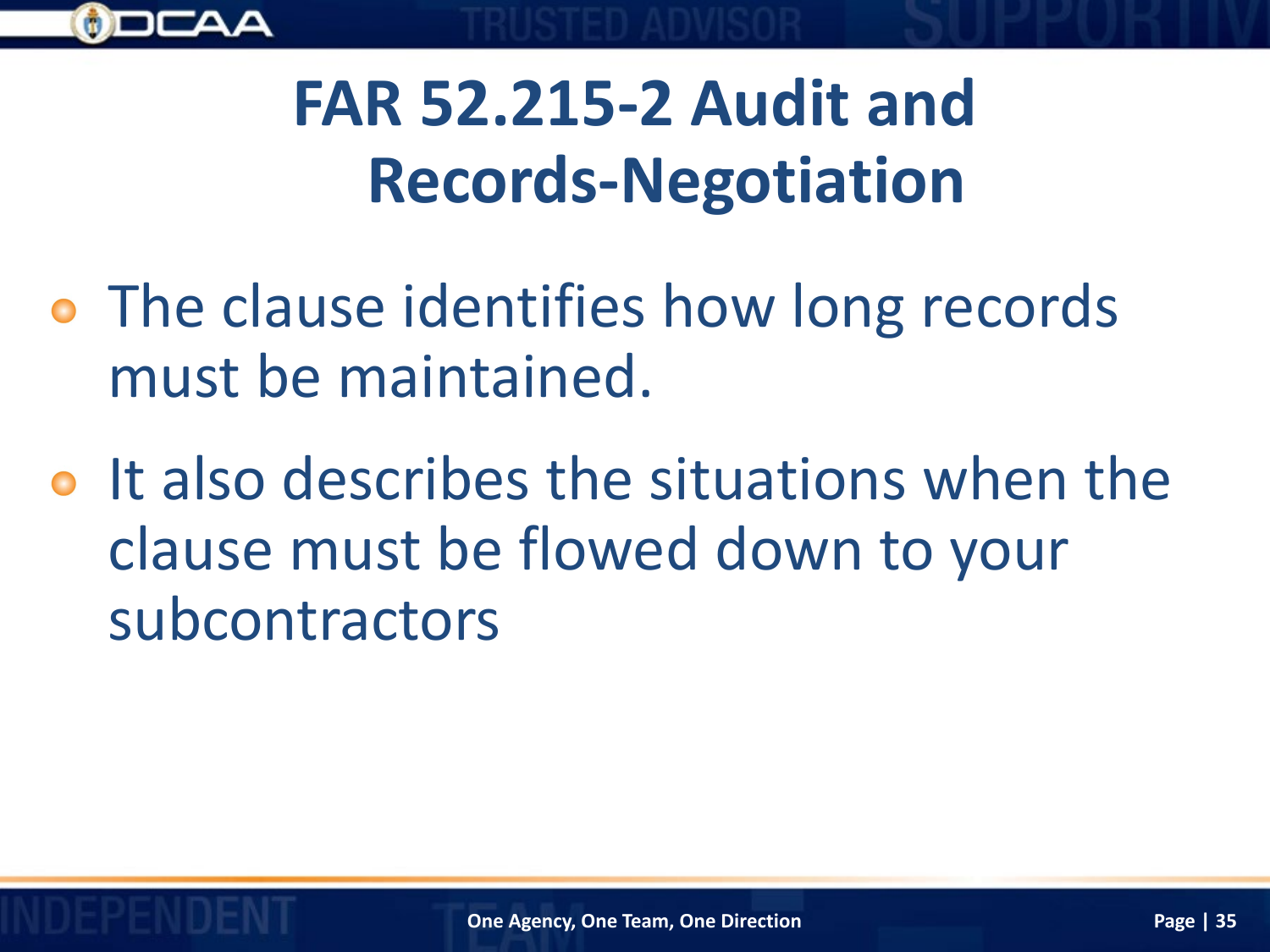# FAR 52.215-2 Audit and Records-Negotiation

- The clause identifies how long records must be maintained.
- It also describes the situations when the clause must be flowed down to your subcontractors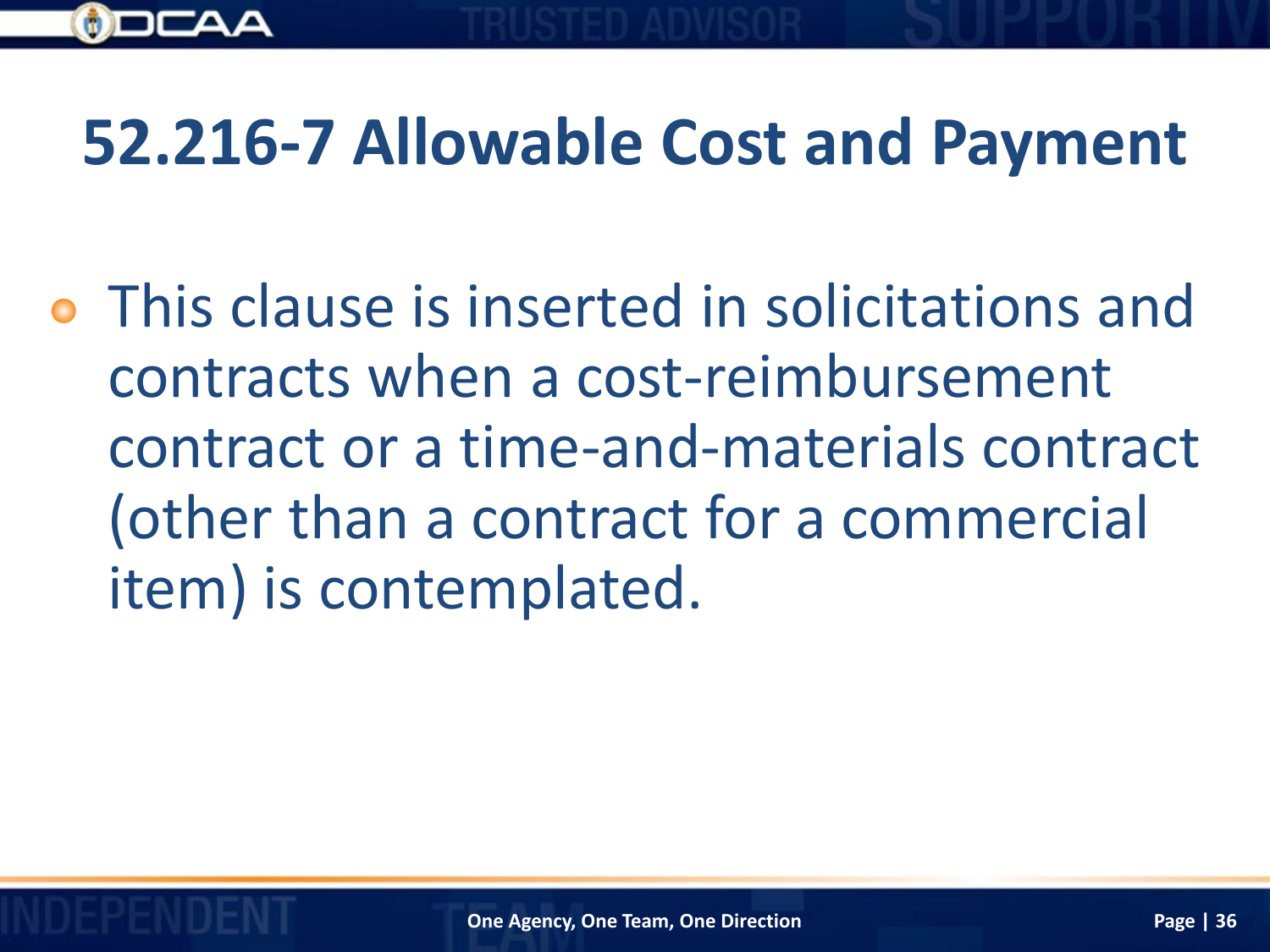# 52.216-7 Allowable Cost and Payment

- This clause is inserted in solicitations and contracts when a cost-reimbursement contract or a time-and-materials contract (other than a contract for a commercial item) is contemplated.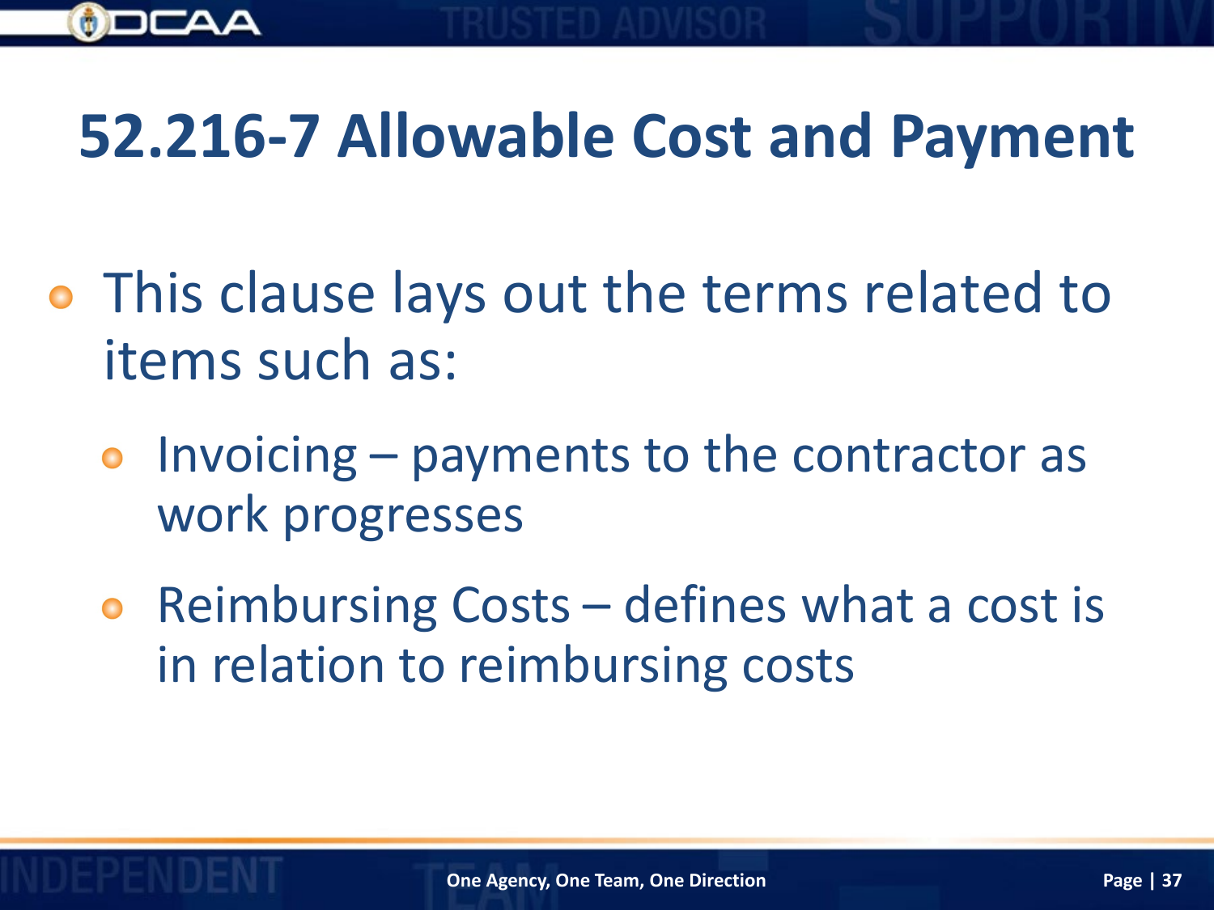# 52.216-7 Allowable Cost and Payment

- This clause lays out the terms related to items such as:
  - Invoicing – payments to the contractor as work progresses
  - Reimbursing Costs – defines what a cost is in relation to reimbursing costs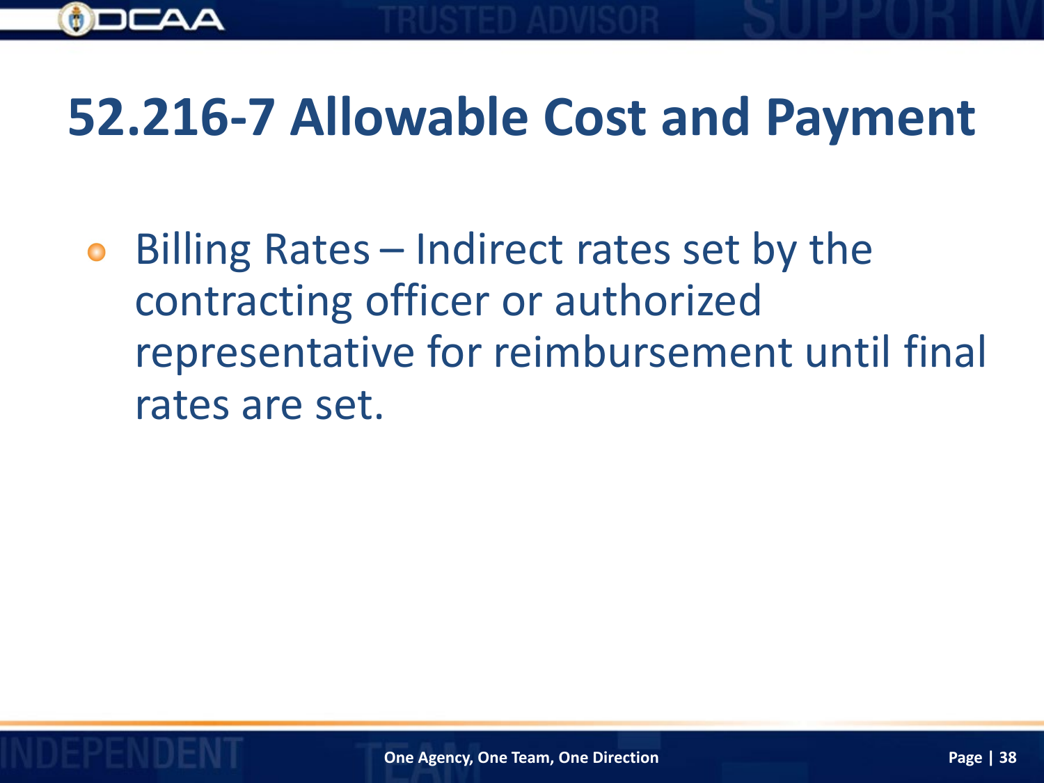# 52.216-7 Allowable Cost and Payment

- Billing Rates – Indirect rates set by the contracting officer or authorized representative for reimbursement until final rates are set.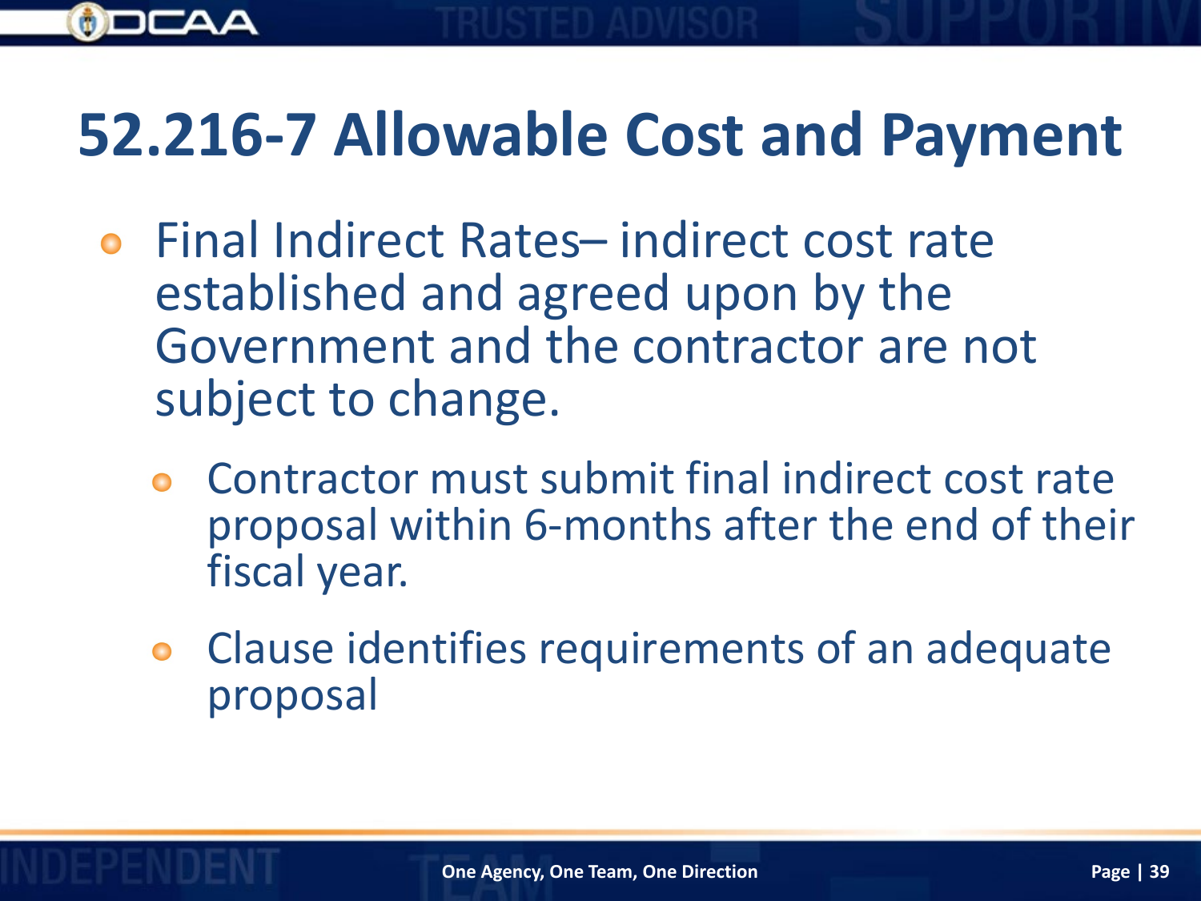# 52.216-7 Allowable Cost and Payment

- Final Indirect Rates– indirect cost rate established and agreed upon by the Government and the contractor are not subject to change.
  - Contractor must submit final indirect cost rate proposal within 6-months after the end of their fiscal year.
  - Clause identifies requirements of an adequate proposal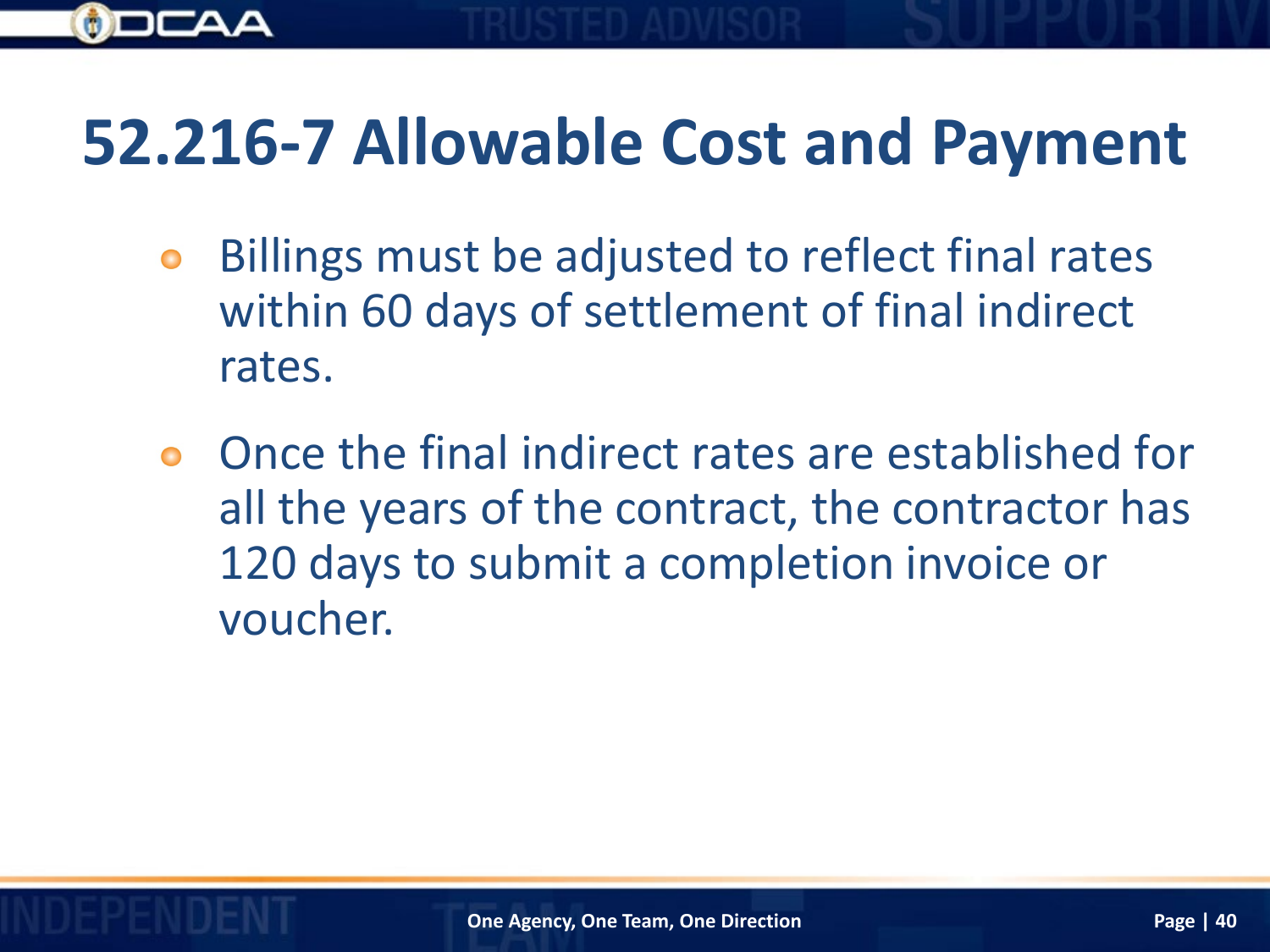# 52.216-7 Allowable Cost and Payment

- Billings must be adjusted to reflect final rates within 60 days of settlement of final indirect rates.
- Once the final indirect rates are established for all the years of the contract, the contractor has 120 days to submit a completion invoice or voucher.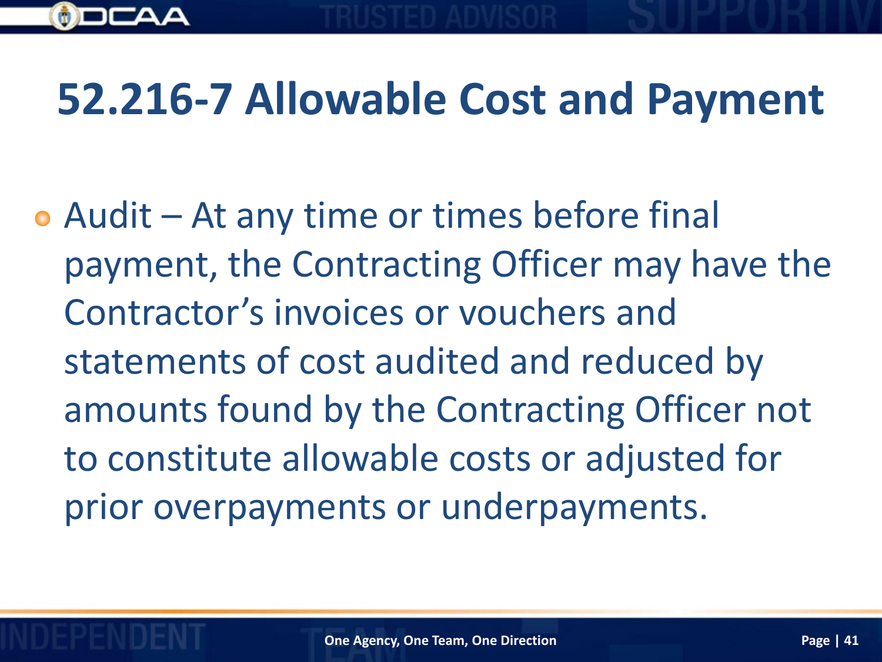# 52.216-7 Allowable Cost and Payment

- Audit – At any time or times before final payment, the Contracting Officer may have the Contractor's invoices or vouchers and statements of cost audited and reduced by amounts found by the Contracting Officer not to constitute allowable costs or adjusted for prior overpayments or underpayments.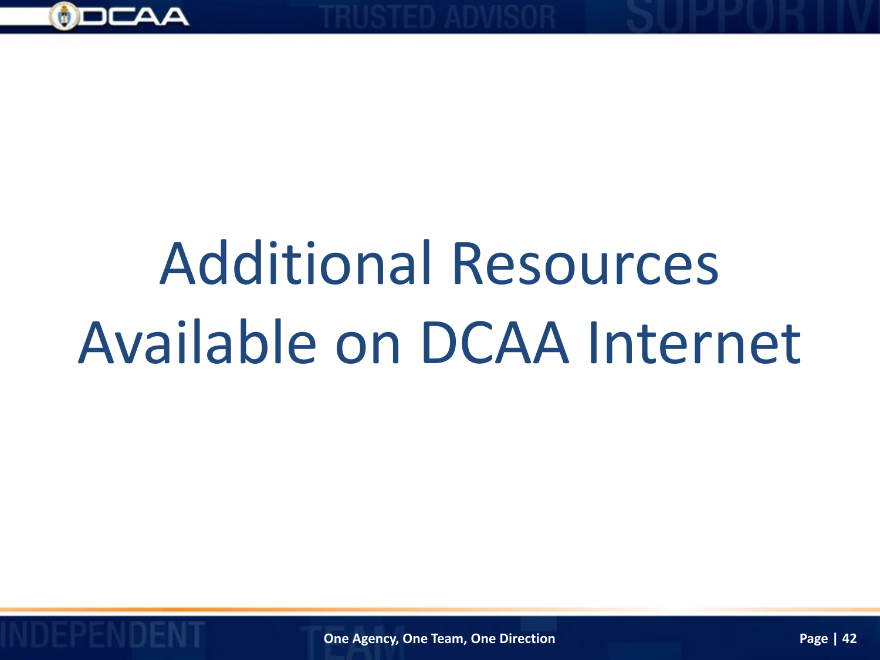# Additional Resources Available on DCAA Internet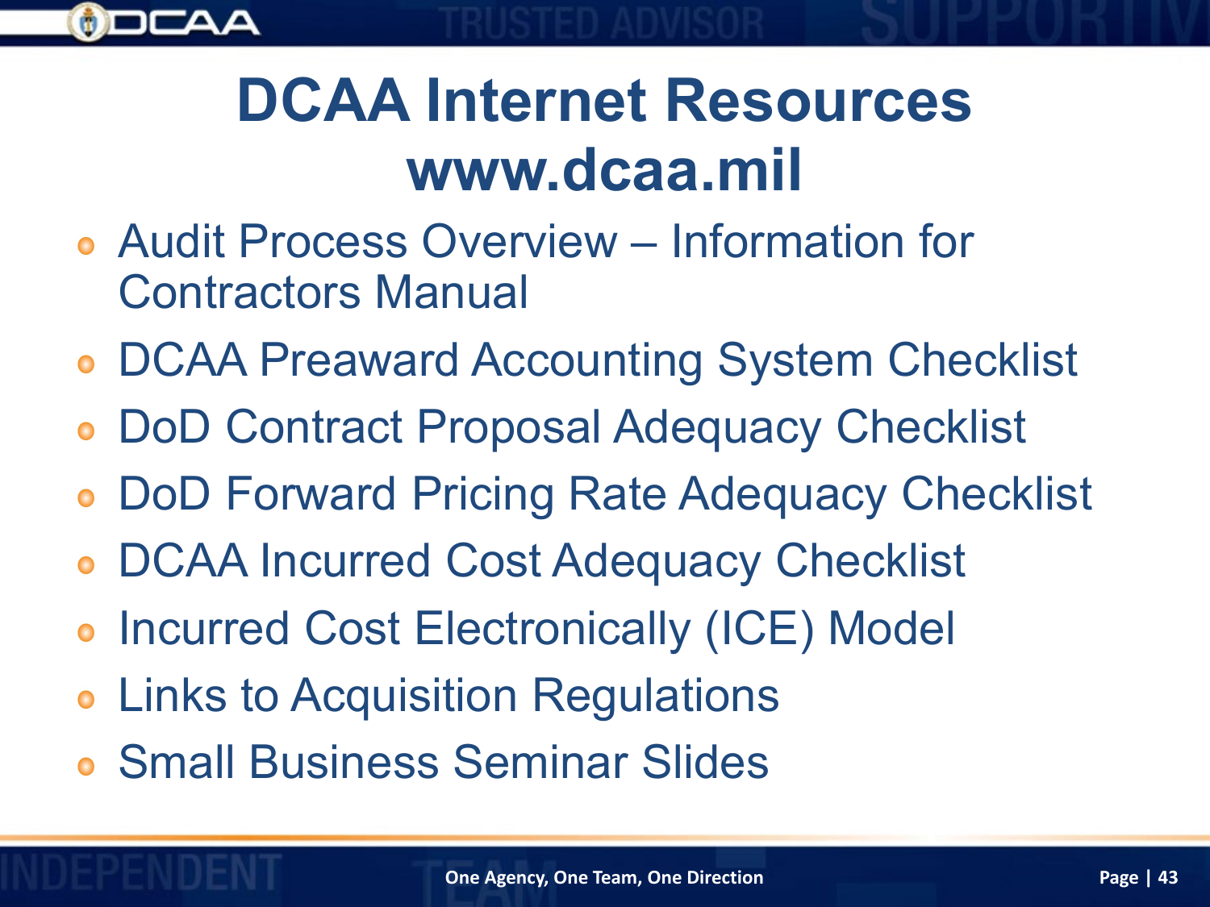# DCAA Internet Resources www.dcaa.mil

- Audit Process Overview – Information for Contractors Manual
- DCAA Preaward Accounting System Checklist
- DoD Contract Proposal Adequacy Checklist
- DoD Forward Pricing Rate Adequacy Checklist
- DCAA Incurred Cost Adequacy Checklist
- Incurred Cost Electronically (ICE) Model
- Links to Acquisition Regulations
- Small Business Seminar Slides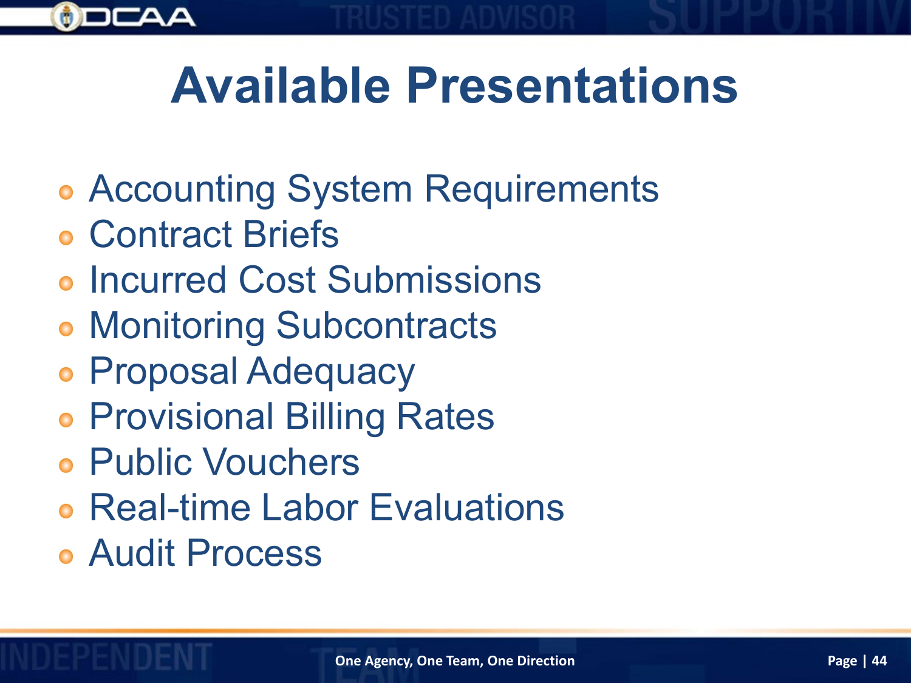# Available Presentations

- Accounting System Requirements
- Contract Briefs
- Incurred Cost Submissions
- Monitoring Subcontracts
- Proposal Adequacy
- Provisional Billing Rates
- Public Vouchers
- Real-time Labor Evaluations
- Audit Process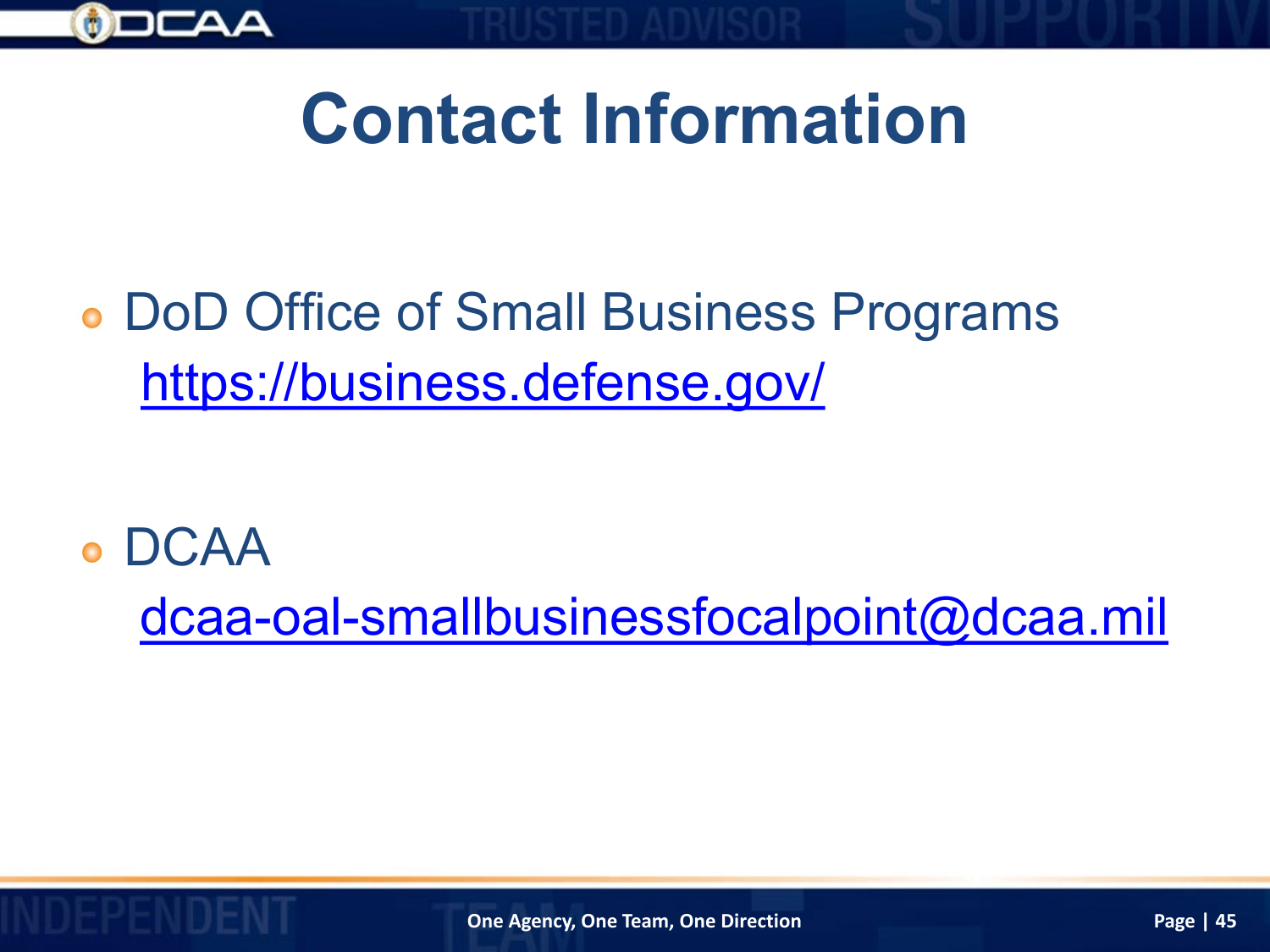# Contact Information

- DoD Office of Small Business Programs
  https://business.defense.gov/

- DCAA
  dcaa-oal-smallbusinessfocalpoint@dcaa.mil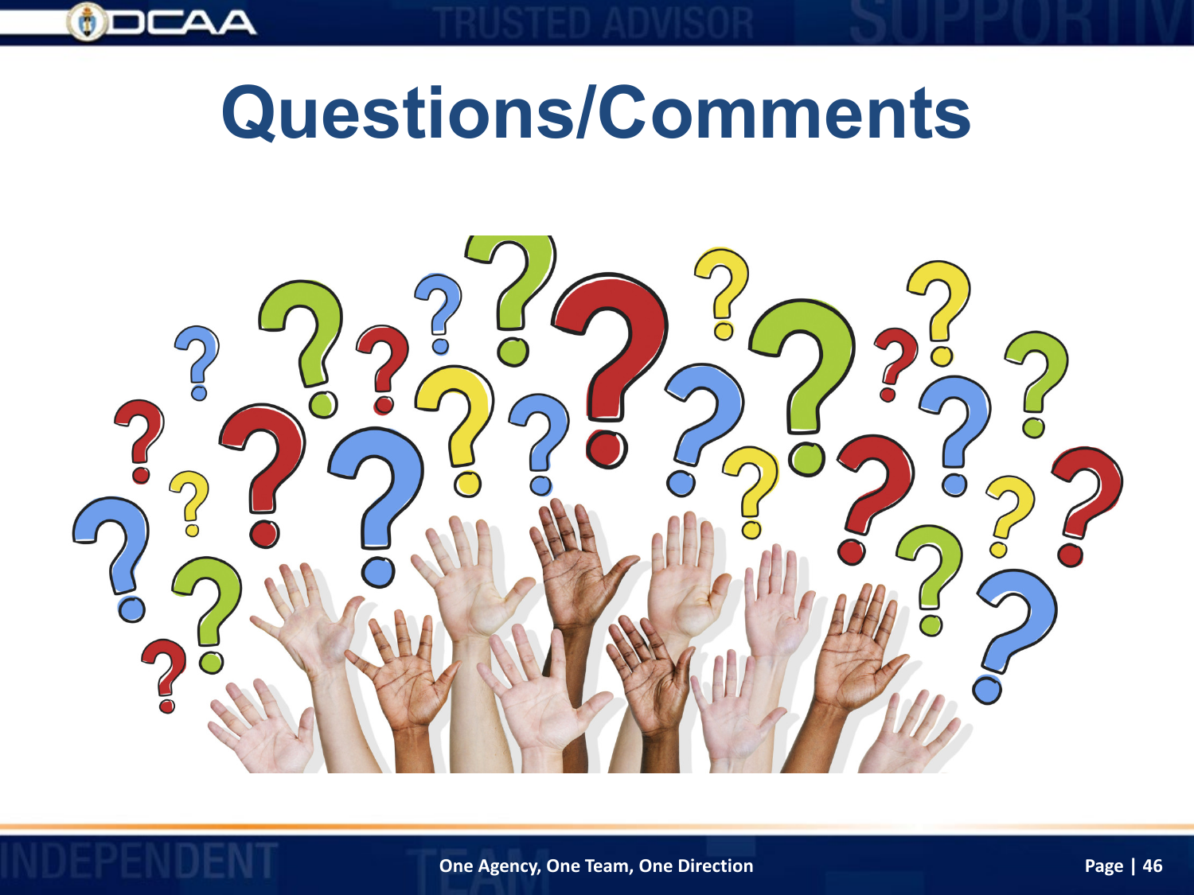# Questions/Comments